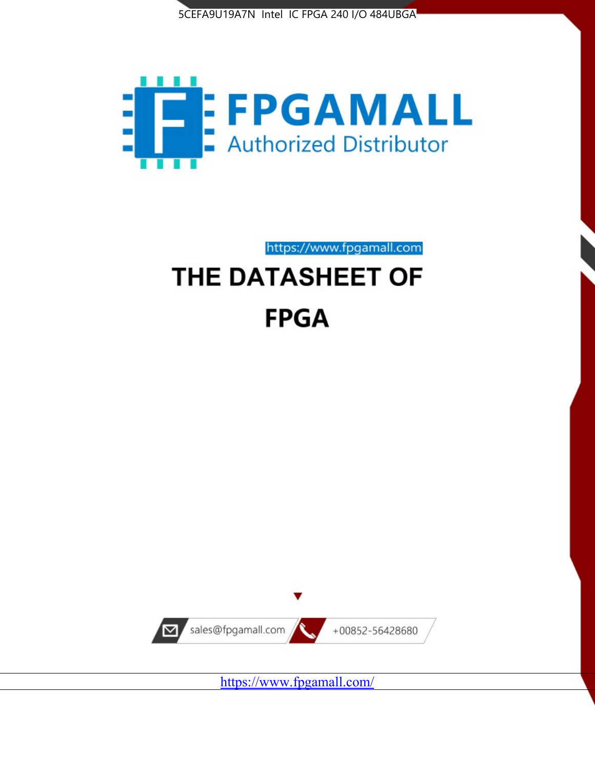5CEFA9U19A7N Intel IC FPGA 240 I/O 484UBGA

FPGAMALL

Authorized Distributor

https://www.fpgamall.com

# THE DATASHEET OF

# FPGA

sales@fpgamall.com

+00852-56428680

https://www.fpgamall.com/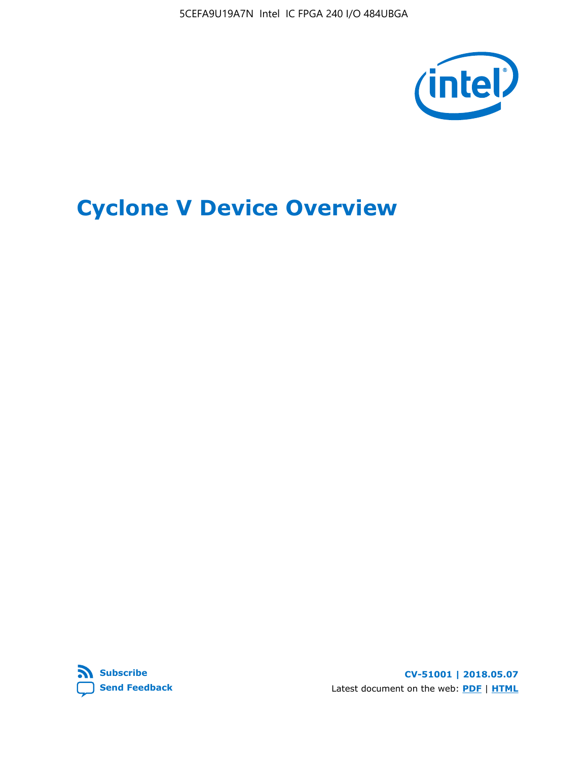# Cyclone V Device Overview

Subscribe

Send Feedback

CV-51001 | 2018.05.07

Latest document on the web: **PDF** | **HTML**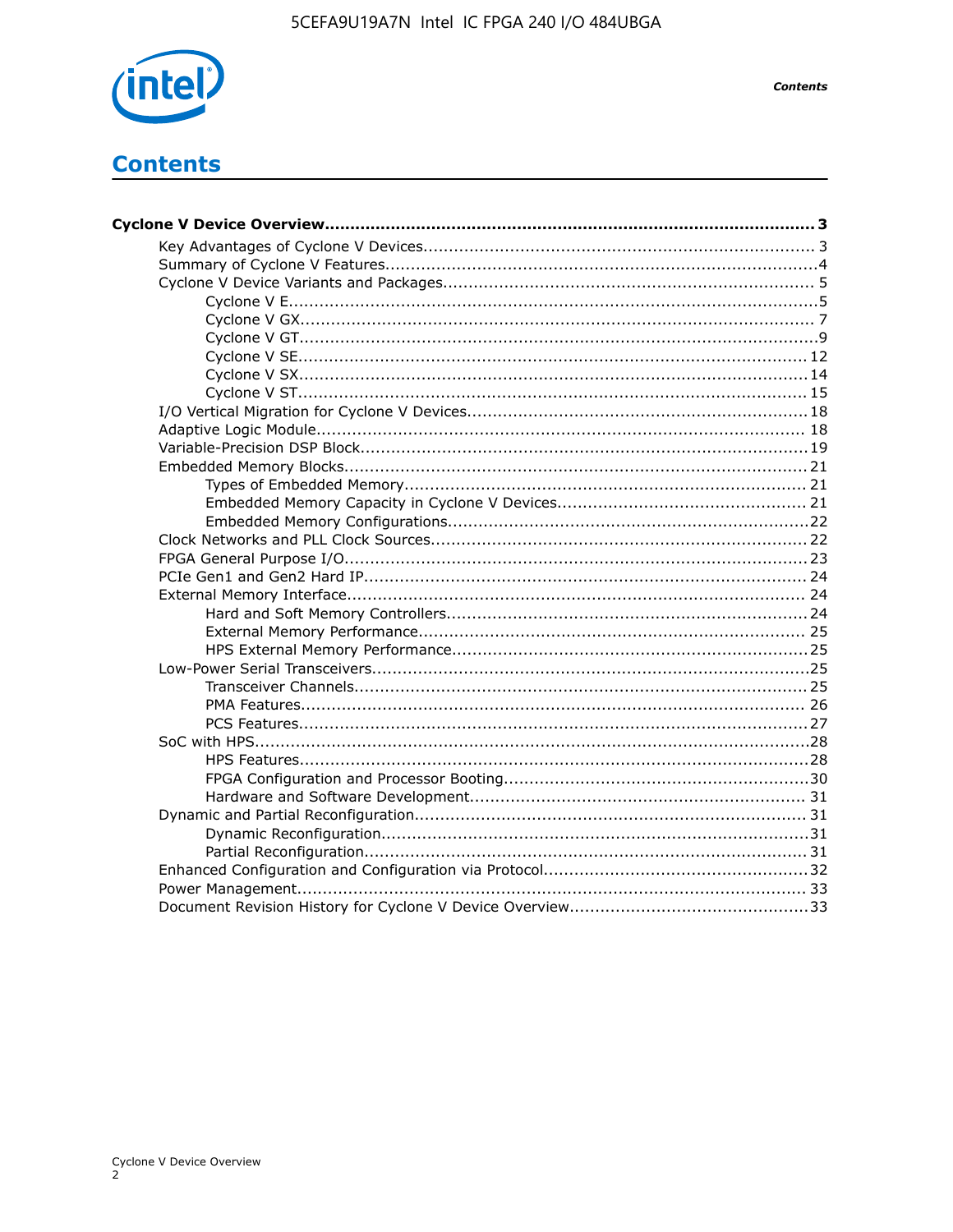# Contents

**Cyclone V Device Overview....................................................................................... 3**

- Key Advantages of Cyclone V Devices........................................................................ 3
- Summary of Cyclone V Features.................................................................................4
- Cyclone V Device Variants and Packages..................................................................... 5
    - Cyclone V E......................................................................................................5
    - Cyclone V GX.................................................................................................... 7
    - Cyclone V GT.....................................................................................................9
    - Cyclone V SE.................................................................................................. 12
    - Cyclone V SX.................................................................................................. 14
    - Cyclone V ST................................................................................................... 15
- I/O Vertical Migration for Cyclone V Devices...............................................................18
- Adaptive Logic Module............................................................................................. 18
- Variable-Precision DSP Block.....................................................................................19
- Embedded Memory Blocks........................................................................................ 21
    - Types of Embedded Memory............................................................................. 21
    - Embedded Memory Capacity in Cyclone V Devices................................................ 21
    - Embedded Memory Configurations.....................................................................22
- Clock Networks and PLL Clock Sources...................................................................... 22
- FPGA General Purpose I/O....................................................................................... 23
- PCIe Gen1 and Gen2 Hard IP.................................................................................... 24
- External Memory Interface....................................................................................... 24
    - Hard and Soft Memory Controllers.....................................................................24
    - External Memory Performance.......................................................................... 25
    - HPS External Memory Performance....................................................................25
- Low-Power Serial Transceivers..................................................................................25
    - Transceiver Channels....................................................................................... 25
    - PMA Features.................................................................................................. 26
    - PCS Features...................................................................................................27
- SoC with HPS.........................................................................................................28
    - HPS Features...................................................................................................28
    - FPGA Configuration and Processor Booting...........................................................30
    - Hardware and Software Development................................................................ 31
- Dynamic and Partial Reconfiguration......................................................................... 31
    - Dynamic Reconfiguration...................................................................................31
    - Partial Reconfiguration.....................................................................................31
- Enhanced Configuration and Configuration via Protocol.................................................32
- Power Management................................................................................................ 33
- Document Revision History for Cyclone V Device Overview............................................33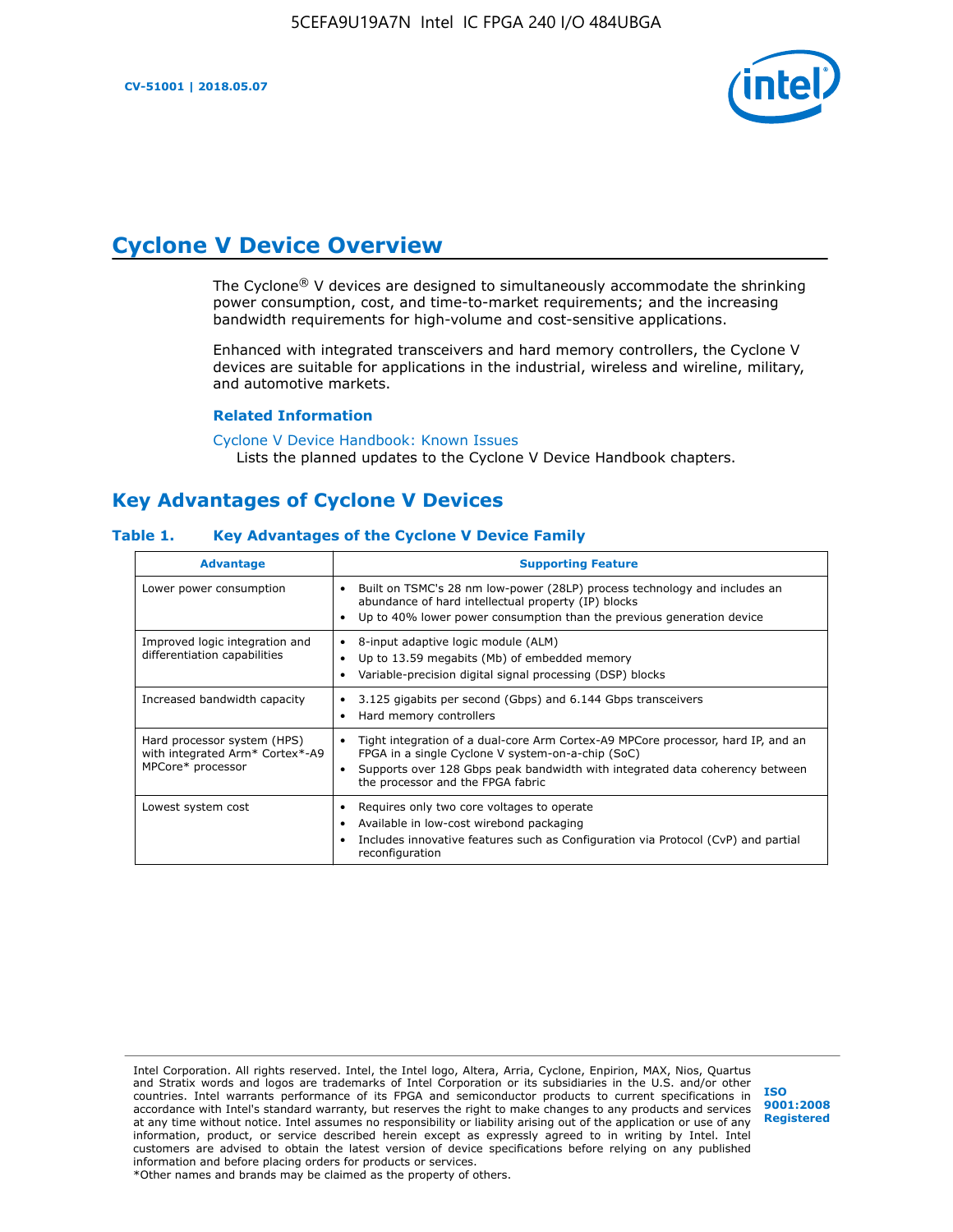# Cyclone V Device Overview

The Cyclone® V devices are designed to simultaneously accommodate the shrinking power consumption, cost, and time-to-market requirements; and the increasing bandwidth requirements for high-volume and cost-sensitive applications.

Enhanced with integrated transceivers and hard memory controllers, the Cyclone V devices are suitable for applications in the industrial, wireless and wireline, military, and automotive markets.

### Related Information

Cyclone V Device Handbook: Known Issues
Lists the planned updates to the Cyclone V Device Handbook chapters.

## Key Advantages of Cyclone V Devices

**Table 1. Key Advantages of the Cyclone V Device Family**

| Advantage | Supporting Feature |
|---|---|
| Lower power consumption | • Built on TSMC's 28 nm low-power (28LP) process technology and includes an abundance of hard intellectual property (IP) blocks<br>• Up to 40% lower power consumption than the previous generation device |
| Improved logic integration and differentiation capabilities | • 8-input adaptive logic module (ALM)<br>• Up to 13.59 megabits (Mb) of embedded memory<br>• Variable-precision digital signal processing (DSP) blocks |
| Increased bandwidth capacity | • 3.125 gigabits per second (Gbps) and 6.144 Gbps transceivers<br>• Hard memory controllers |
| Hard processor system (HPS) with integrated Arm* Cortex*-A9 MPCore* processor | • Tight integration of a dual-core Arm Cortex-A9 MPCore processor, hard IP, and an FPGA in a single Cyclone V system-on-a-chip (SoC)<br>• Supports over 128 Gbps peak bandwidth with integrated data coherency between the processor and the FPGA fabric |
| Lowest system cost | • Requires only two core voltages to operate<br>• Available in low-cost wirebond packaging<br>• Includes innovative features such as Configuration via Protocol (CvP) and partial reconfiguration |

Intel Corporation. All rights reserved. Intel, the Intel logo, Altera, Arria, Cyclone, Enpirion, MAX, Nios, Quartus and Stratix words and logos are trademarks of Intel Corporation or its subsidiaries in the U.S. and/or other countries. Intel warrants performance of its FPGA and semiconductor products to current specifications in accordance with Intel's standard warranty, but reserves the right to make changes to any products and services at any time without notice. Intel assumes no responsibility or liability arising out of the application or use of any information, product, or service described herein except as expressly agreed to in writing by Intel. Intel customers are advised to obtain the latest version of device specifications before relying on any published information and before placing orders for products or services.
*Other names and brands may be claimed as the property of others.

ISO 9001:2008 Registered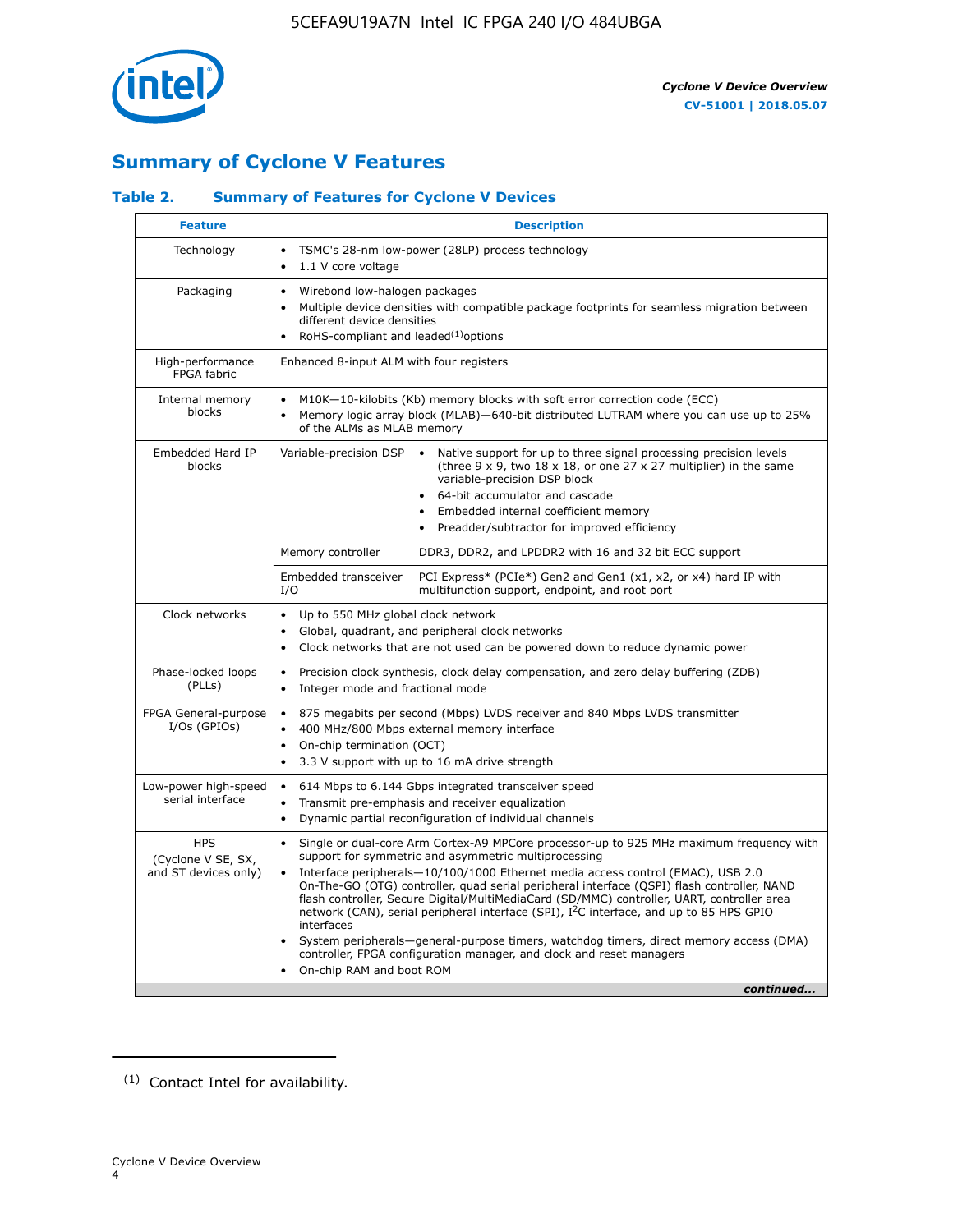## Summary of Cyclone V Features

### Table 2. Summary of Features for Cycl­one V Devices

| Feature | Description | |
|---|---|---|
| Technology | • TSMC's 28-nm low-power (28LP) process technology<br>• 1.1 V core voltage | |
| Packaging | • Wirebond low-halogen packages<br>• Multiple device densities with compatible package footprints for seamless migration between different device densities<br>• RoHS-compliant and leaded[1] options | |
| High-performance FPGA fabric | Enhanced 8-input ALM with four registers | |
| Internal memory blocks | • M10K—10-kilobits (Kb) memory blocks with soft error correction code (ECC)<br>• Memory logic array block (MLAB)—640-bit distributed LUTRAM where you can use up to 25% of the ALMs as MLAB memory | |
| Embedded Hard IP blocks | Variable-precision DSP | • Native support for up to three signal processing precision levels (three 9 x 9, two 18 x 18, or one 27 x 27 multiplier) in the same variable-precision DSP block<br>• 64-bit accumulator and cascade<br>• Embedded internal coefficient memory<br>• Preadder/subtractor for improved efficiency |
| | Memory controller | DDR3, DDR2, and LPDDR2 with 16 and 32 bit ECC support |
| | Embedded transceiver I/O | PCI Express* (PCIe*) Gen2 and Gen1 (x1, x2, or x4) hard IP with multifunction support, endpoint, and root port |
| Clock networks | • Up to 550 MHz global clock network<br>• Global, quadrant, and peripheral clock networks<br>• Clock networks that are not used can be powered down to reduce dynamic power | |
| Phase-locked loops (PLLs) | • Precision clock synthesis, clock delay compensation, and zero delay buffering (ZDB)<br>• Integer mode and fractional mode | |
| FPGA General-purpose I/Os (GPIOs) | • 875 megabits per second (Mbps) LVDS receiver and 840 Mbps LVDS transmitter<br>• 400 MHz/800 Mbps external memory interface<br>• On-chip termination (OCT)<br>• 3.3 V support with up to 16 mA drive strength | |
| Low-power high-speed serial interface | • 614 Mbps to 6.144 Gbps integrated transceiver speed<br>• Transmit pre-emphasis and receiver equalization<br>• Dynamic partial reconfiguration of individual channels | |
| HPS (Cyclone V SE, SX, and ST devices only) | • Single or dual-core Arm Cortex-A9 MPCore processor-up to 925 MHz maximum frequency with support for symmetric and asymmetric multiprocessing<br>• Interface peripherals—10/100/1000 Ethernet media access control (EMAC), USB 2.0 On-The-GO (OTG) controller, quad serial peripheral interface (QSPI) flash controller, NAND flash controller, Secure Digital/MultiMediaCard (SD/MMC) controller, UART, controller area network (CAN), serial peripheral interface (SPI), I²C interface, and up to 85 HPS GPIO interfaces<br>• System peripherals—general-purpose timers, watchdog timers, direct memory access (DMA) controller, FPGA configuration manager, and clock and reset managers<br>• On-chip RAM and boot ROM | |

*continued...*

(1) Contact Intel for availability.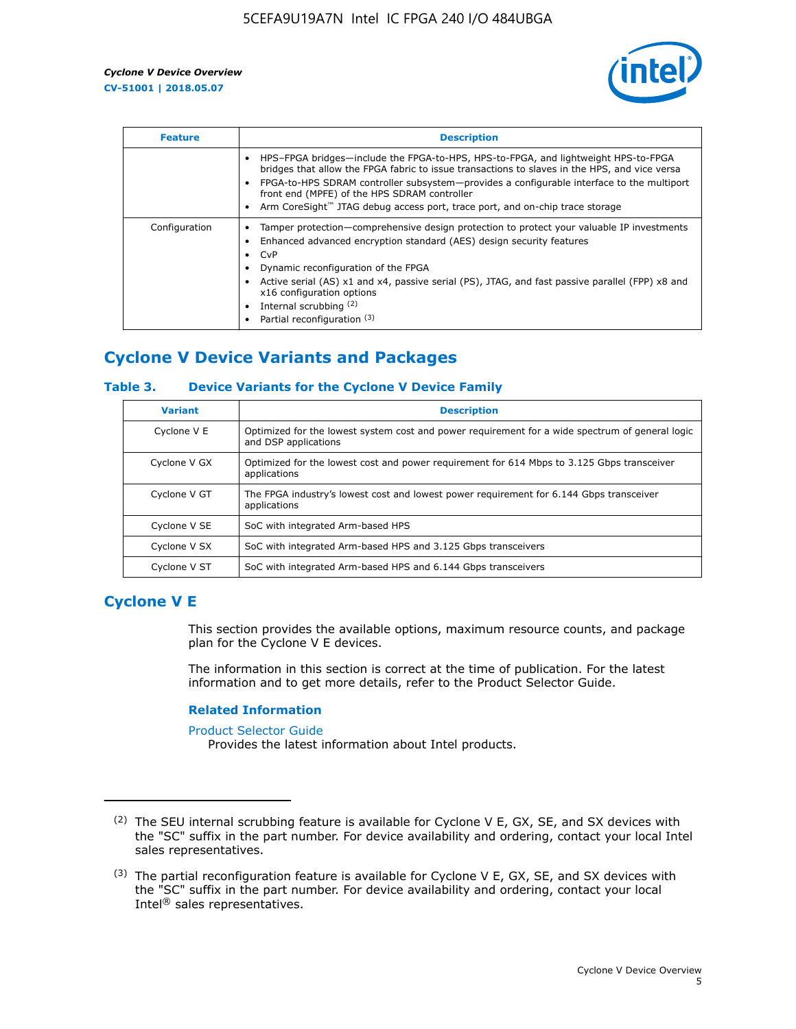| Feature | Description |
| --- | --- |
| | • HPS–FPGA bridges—include the FPGA-to-HPS, HPS-to-FPGA, and lightweight HPS-to-FPGA bridges that allow the FPGA fabric to issue transactions to slaves in the HPS, and vice versa<br>• FPGA-to-HPS SDRAM controller subsystem—provides a configurable interface to the multiport front end (MPFE) of the HPS SDRAM controller<br>• Arm CoreSight™ JTAG debug access port, trace port, and on-chip trace storage |
| Configuration | • Tamper protection—comprehensive design protection to protect your valuable IP investments<br>• Enhanced advanced encryption standard (AES) design security features<br>• CvP<br>• Dynamic reconfiguration of the FPGA<br>• Active serial (AS) x1 and x4, passive serial (PS), JTAG, and fast passive parallel (FPP) x8 and x16 configuration options<br>• Internal scrubbing [(2)]<br>• Partial reconfiguration [(3)] |

## Cyclone V Device Variants and Packages

### Table 3. Device Variants for the Cyclone V Device Family

| Variant | Description |
| --- | --- |
| Cyclone V E | Optimized for the lowest system cost and power requirement for a wide spectrum of general logic and DSP applications |
| Cyclone V GX | Optimized for the lowest cost and power requirement for 614 Mbps to 3.125 Gbps transceiver applications |
| Cyclone V GT | The FPGA industry's lowest cost and lowest power requirement for 6.144 Gbps transceiver applications |
| Cyclone V SE | SoC with integrated Arm-based HPS |
| Cyclone V SX | SoC with integrated Arm-based HPS and 3.125 Gbps transceivers |
| Cyclone V ST | SoC with integrated Arm-based HPS and 6.144 Gbps transceivers |

## Cyclone V E

This section provides the available options, maximum resource counts, and package plan for the Cyclone V E devices.

The information in this section is correct at the time of publication. For the latest information and to get more details, refer to the Product Selector Guide.

### Related Information

Product Selector Guide

Provides the latest information about Intel products.

---

(2) The SEU internal scrubbing feature is available for Cyclone V E, GX, SE, and SX devices with the "SC" suffix in the part number. For device availability and ordering, contact your local Intel sales representatives.

(3) The partial reconfiguration feature is available for Cyclone V E, GX, SE, and SX devices with the "SC" suffix in the part number. For device availability and ordering, contact your local Intel® sales representatives.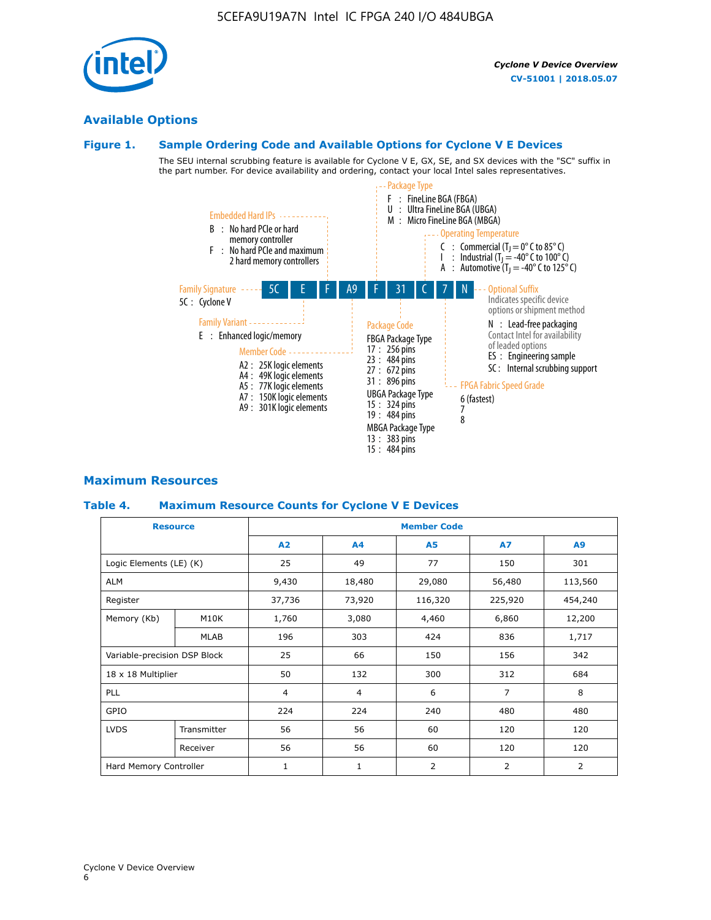## Available Options

### Figure 1. Sample Ordering Code and Available Options for Cyclone V E Devices

The SEU internal scrubbing feature is available for Cyclone V E, GX, SE, and SX devices with the "SC" suffix in the part number. For device availability and ordering, contact your local Intel sales representatives.

**5C E F A9 F 31 C 7 N**

- **Family Signature**
  - 5C : Cyclone V
- **Family Variant**
  - E : Enhanced logic/memory
- **Embedded Hard IPs**
  - B : No hard PCIe or hard memory controller
  - F : No hard PCIe and maximum 2 hard memory controllers
- **Member Code**
  - A2 : 25K logic elements
  - A4 : 49K logic elements
  - A5 : 77K logic elements
  - A7 : 150K logic elements
  - A9 : 301K logic elements
- **Package Type**
  - F : FineLine BGA (FBGA)
  - U : Ultra FineLine BGA (UBGA)
  - M : Micro FineLine BGA (MBGA)
- **Package Code**
  - FBGA Package Type
    - 17 : 256 pins
    - 23 : 484 pins
    - 27 : 672 pins
    - 31 : 896 pins
  - UBGA Package Type
    - 15 : 324 pins
    - 19 : 484 pins
  - MBGA Package Type
    - 13 : 383 pins
    - 15 : 484 pins
- **Operating Temperature**
  - C : Commercial ($T_J$ = 0° C to 85° C)
  - I : Industrial ($T_J$ = -40° C to 100° C)
  - A : Automotive ($T_J$ = -40° C to 125° C)
- **FPGA Fabric Speed Grade**
  - 6 (fastest)
  - 7
  - 8
- **Optional Suffix**
  - Indicates specific device options or shipment method
  - N : Lead-free packaging
  - Contact Intel for availability of leaded options
  - ES : Engineering sample
  - SC : Internal scrubbing support

## Maximum Resources

### Table 4. Maximum Resource Counts for Cyclone V E Devices

| Resource | | Member Code | | | | |
|---|---|---|---|---|---|---|
| | | A2 | A4 | A5 | A7 | A9 |
| Logic Elements (LE) (K) | | 25 | 49 | 77 | 150 | 301 |
| ALM | | 9,430 | 18,480 | 29,080 | 56,480 | 113,560 |
| Register | | 37,736 | 73,920 | 116,320 | 225,920 | 454,240 |
| Memory (Kb) | M10K | 1,760 | 3,080 | 4,460 | 6,860 | 12,200 |
| | MLAB | 196 | 303 | 424 | 836 | 1,717 |
| Variable-precision DSP Block | | 25 | 66 | 150 | 156 | 342 |
| 18 x 18 Multiplier | | 50 | 132 | 300 | 312 | 684 |
| PLL | | 4 | 4 | 6 | 7 | 8 |
| GPIO | | 224 | 224 | 240 | 480 | 480 |
| LVDS | Transmitter | 56 | 56 | 60 | 120 | 120 |
| | Receiver | 56 | 56 | 60 | 120 | 120 |
| Hard Memory Controller | | 1 | 1 | 2 | 2 | 2 |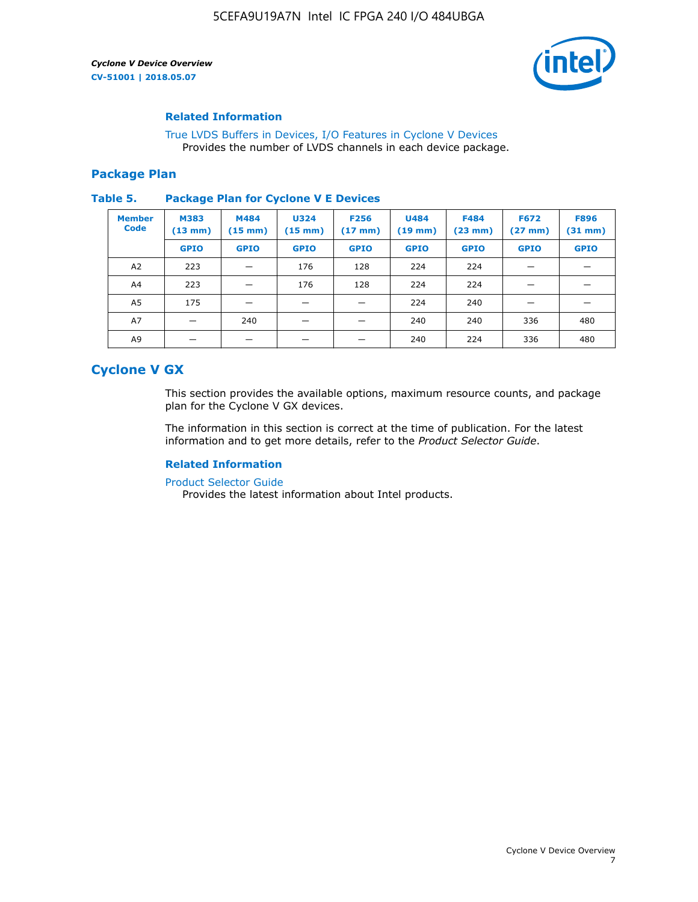**Related Information**

True LVDS Buffers in Devices, I/O Features in Cyclone V Devices
Provides the number of LVDS channels in each device package.

## Package Plan

**Table 5. Package Plan for Cyclone V E Devices**

| Member Code | M383 (13 mm) | M484 (15 mm) | U324 (15 mm) | F256 (17 mm) | U484 (19 mm) | F484 (23 mm) | F672 (27 mm) | F896 (31 mm) |
|---|---|---|---|---|---|---|---|---|
| | GPIO | GPIO | GPIO | GPIO | GPIO | GPIO | GPIO | GPIO |
| A2 | 223 | — | 176 | 128 | 224 | 224 | — | — |
| A4 | 223 | — | 176 | 128 | 224 | 224 | — | — |
| A5 | 175 | — | — | — | 224 | 240 | — | — |
| A7 | — | 240 | — | — | 240 | 240 | 336 | 480 |
| A9 | — | — | — | — | 240 | 224 | 336 | 480 |

# Cyclone V GX

This section provides the available options, maximum resource counts, and package plan for the Cyclone V GX devices.

The information in this section is correct at the time of publication. For the latest information and to get more details, refer to the *Product Selector Guide*.

**Related Information**

Product Selector Guide
Provides the latest information about Intel products.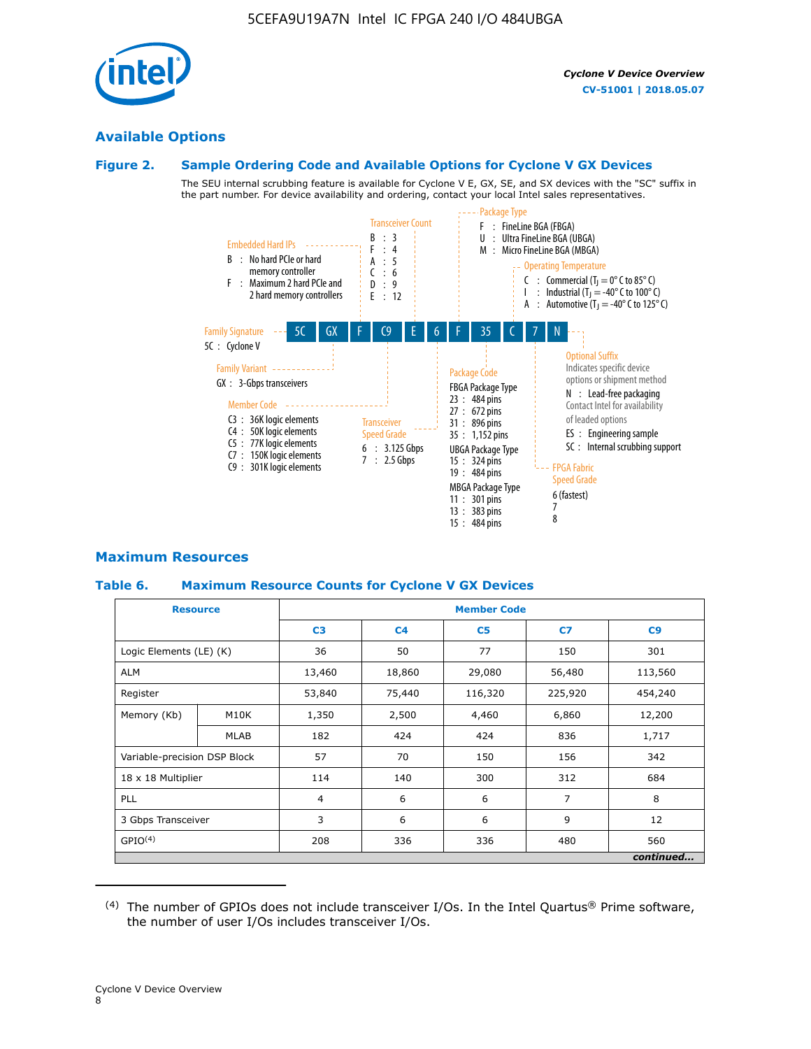## Available Options

### Figure 2. Sample Ordering Code and Available Options for Cyclone V GX Devices

The SEU internal scrubbing feature is available for Cyclone V E, GX, SE, and SX devices with the "SC" suffix in the part number. For device availability and ordering, contact your local Intel sales representatives.

**5C | GX | F | C9 | E | 6 | F | 35 | C | 7 | N**

**Family Signature**
- 5C : Cyclone V

**Family Variant**
- GX : 3-Gbps transceivers

**Embedded Hard IPs**
- B : No hard PCIe or hard memory controller
- F : Maximum 2 hard PCIe and 2 hard memory controllers

**Member Code**
- C3 : 36K logic elements
- C4 : 50K logic elements
- C5 : 77K logic elements
- C7 : 150K logic elements
- C9 : 301K logic elements

**Transceiver Count**
- B : 3
- F : 4
- A : 5
- C : 6
- D : 9
- E : 12

**Transceiver Speed Grade**
- 6 : 3.125 Gbps
- 7 : 2.5 Gbps

**Package Type**
- F : FineLine BGA (FBGA)
- U : Ultra FineLine BGA (UBGA)
- M : Micro FineLine BGA (MBGA)

**Package Code**

FBGA Package Type
- 23 : 484 pins
- 27 : 672 pins
- 31 : 896 pins
- 35 : 1,152 pins

UBGA Package Type
- 15 : 324 pins
- 19 : 484 pins

MBGA Package Type
- 11 : 301 pins
- 13 : 383 pins
- 15 : 484 pins

**Operating Temperature**
- C : Commercial ($T_J$ = 0° C to 85° C)
- I : Industrial ($T_J$ = -40° C to 100° C)
- A : Automotive ($T_J$ = -40° C to 125° C)

**FPGA Fabric Speed Grade**
- 6 (fastest)
- 7
- 8

**Optional Suffix**

Indicates specific device options or shipment method
- N : Lead-free packaging

Contact Intel for availability of leaded options
- ES : Engineering sample
- SC : Internal scrubbing support

## Maximum Resources

### Table 6. Maximum Resource Counts for Cyclone V GX Devices

| Resource | | Member Code | | | | |
|---|---|---|---|---|---|---|
| | | C3 | C4 | C5 | C7 | C9 |
| Logic Elements (LE) (K) | | 36 | 50 | 77 | 150 | 301 |
| ALM | | 13,460 | 18,860 | 29,080 | 56,480 | 113,560 |
| Register | | 53,840 | 75,440 | 116,320 | 225,920 | 454,240 |
| Memory (Kb) | M10K | 1,350 | 2,500 | 4,460 | 6,860 | 12,200 |
| | MLAB | 182 | 424 | 424 | 836 | 1,717 |
| Variable-precision DSP Block | | 57 | 70 | 150 | 156 | 342 |
| 18 x 18 Multiplier | | 114 | 140 | 300 | 312 | 684 |
| PLL | | 4 | 6 | 6 | 7 | 8 |
| 3 Gbps Transceiver | | 3 | 6 | 6 | 9 | 12 |
| GPIO[4] | | 208 | 336 | 336 | 480 | 560 |

*continued...*

(4) The number of GPIOs does not include transceiver I/Os. In the Intel Quartus® Prime software, the number of user I/Os includes transceiver I/Os.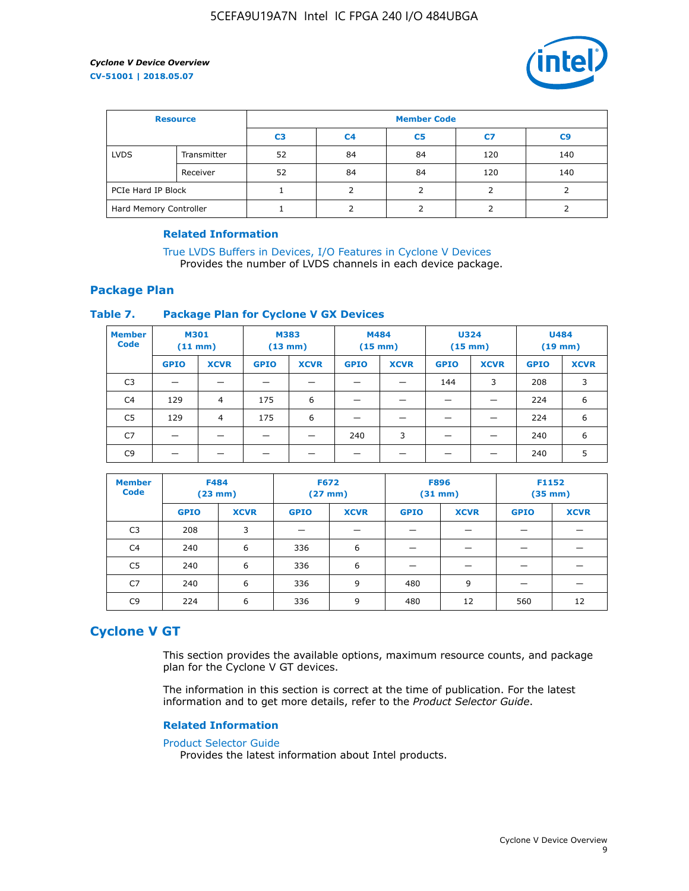| Resource | | Member Code | | | | |
|---|---|---|---|---|---|---|
| | | C3 | C4 | C5 | C7 | C9 |
| LVDS | Transmitter | 52 | 84 | 84 | 120 | 140 |
| | Receiver | 52 | 84 | 84 | 120 | 140 |
| PCIe Hard IP Block | | 1 | 2 | 2 | 2 | 2 |
| Hard Memory Controller | | 1 | 2 | 2 | 2 | 2 |

#### Related Information

True LVDS Buffers in Devices, I/O Features in Cyclone V Devices
Provides the number of LVDS channels in each device package.

### Package Plan

**Table 7. Package Plan for Cyclone V GX Devices**

| Member Code | M301 (11 mm) | | M383 (13 mm) | | M484 (15 mm) | | U324 (15 mm) | | U484 (19 mm) | |
|---|---|---|---|---|---|---|---|---|---|---|
| | GPIO | XCVR | GPIO | XCVR | GPIO | XCVR | GPIO | XCVR | GPIO | XCVR |
| C3 | — | — | — | — | — | — | 144 | 3 | 208 | 3 |
| C4 | 129 | 4 | 175 | 6 | — | — | — | — | 224 | 6 |
| C5 | 129 | 4 | 175 | 6 | — | — | — | — | 224 | 6 |
| C7 | — | — | — | — | 240 | 3 | — | — | 240 | 6 |
| C9 | — | — | — | — | — | — | — | — | 240 | 5 |

| Member Code | F484 (23 mm) | | F672 (27 mm) | | F896 (31 mm) | | F1152 (35 mm) | |
|---|---|---|---|---|---|---|---|---|
| | GPIO | XCVR | GPIO | XCVR | GPIO | XCVR | GPIO | XCVR |
| C3 | 208 | 3 | — | — | — | — | — | — |
| C4 | 240 | 6 | 336 | 6 | — | — | — | — |
| C5 | 240 | 6 | 336 | 6 | — | — | — | — |
| C7 | 240 | 6 | 336 | 9 | 480 | 9 | — | — |
| C9 | 224 | 6 | 336 | 9 | 480 | 12 | 560 | 12 |

## Cyclone V GT

This section provides the available options, maximum resource counts, and package plan for the Cyclone V GT devices.

The information in this section is correct at the time of publication. For the latest information and to get more details, refer to the *Product Selector Guide*.

#### Related Information

Product Selector Guide
Provides the latest information about Intel products.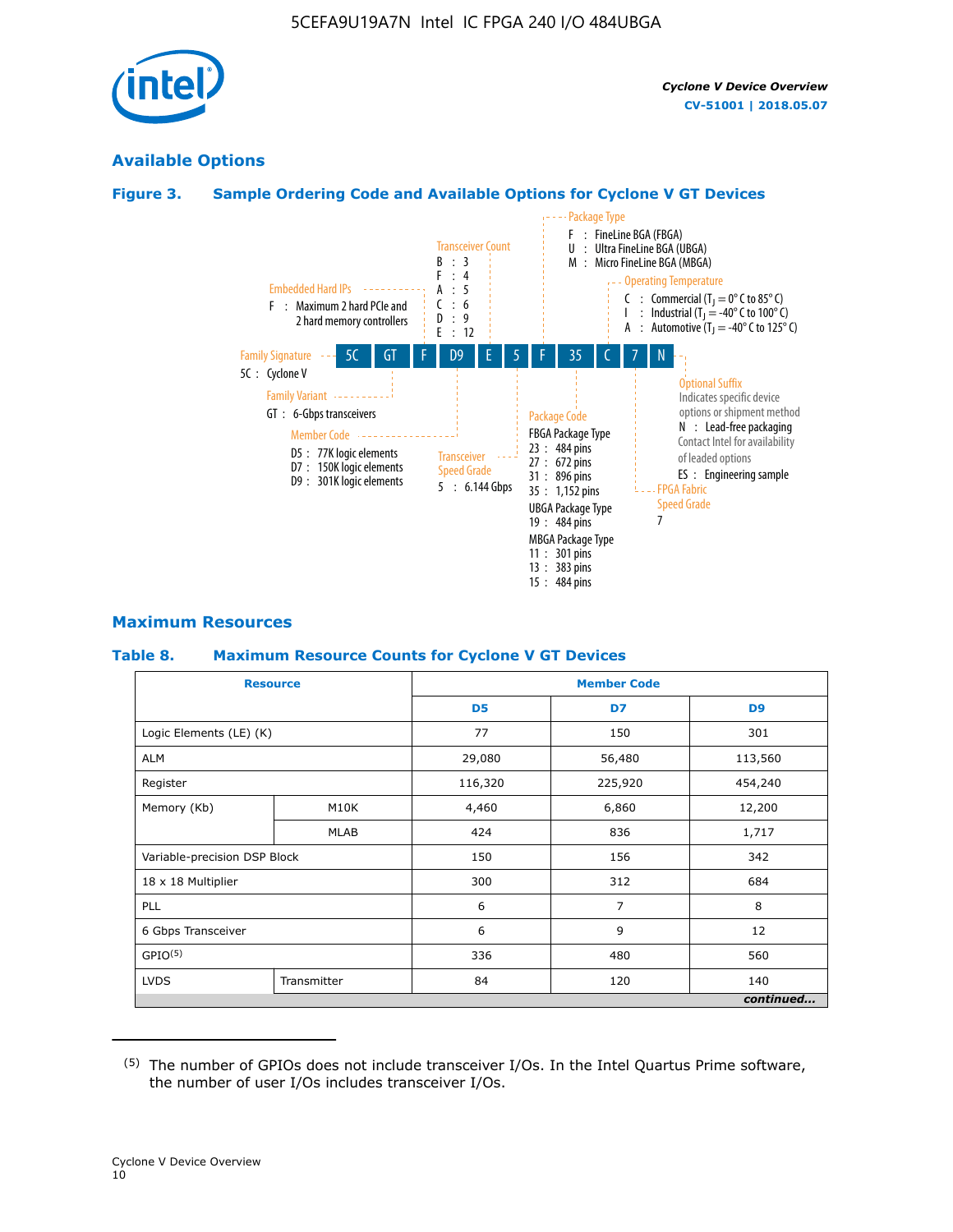## Available Options

**Figure 3. Sample Ordering Code and Available Options for Cyclone V GT Devices**

5C GT F D9 E 5 F 35 C 7 N

- **Family Signature**
  - 5C : Cyclone V
- **Family Variant**
  - GT : 6-Gbps transceivers
- **Embedded Hard IPs**
  - F : Maximum 2 hard PCIe and 2 hard memory controllers
- **Member Code**
  - D5 : 77K logic elements
  - D7 : 150K logic elements
  - D9 : 301K logic elements
- **Transceiver Count**
  - B : 3
  - F : 4
  - A : 5
  - C : 6
  - D : 9
  - E : 12
- **Transceiver Speed Grade**
  - 5 : 6.144 Gbps
- **Package Type**
  - F : FineLine BGA (FBGA)
  - U : Ultra FineLine BGA (UBGA)
  - M : Micro FineLine BGA (MBGA)
- **Package Code**
  - FBGA Package Type
    - 23 : 484 pins
    - 27 : 672 pins
    - 31 : 896 pins
    - 35 : 1,152 pins
  - UBGA Package Type
    - 19 : 484 pins
  - MBGA Package Type
    - 11 : 301 pins
    - 13 : 383 pins
    - 15 : 484 pins
- **Operating Temperature**
  - C : Commercial ($T_J$ = 0° C to 85° C)
  - I : Industrial ($T_J$ = -40° C to 100° C)
  - A : Automotive ($T_J$ = -40° C to 125° C)
- **FPGA Fabric Speed Grade**
  - 7
- **Optional Suffix**
  - Indicates specific device options or shipment method
  - N : Lead-free packaging
  - Contact Intel for availability of leaded options
  - ES : Engineering sample

## Maximum Resources

**Table 8. Maximum Resource Counts for Cyclone V GT Devices**

| Resource | | Member Code | | |
|---|---|---|---|---|
| | | D5 | D7 | D9 |
| Logic Elements (LE) (K) | | 77 | 150 | 301 |
| ALM | | 29,080 | 56,480 | 113,560 |
| Register | | 116,320 | 225,920 | 454,240 |
| Memory (Kb) | M10K | 4,460 | 6,860 | 12,200 |
| | MLAB | 424 | 836 | 1,717 |
| Variable-precision DSP Block | | 150 | 156 | 342 |
| 18 x 18 Multiplier | | 300 | 312 | 684 |
| PLL | | 6 | 7 | 8 |
| 6 Gbps Transceiver | | 6 | 9 | 12 |
| GPIO[5] | | 336 | 480 | 560 |
| LVDS | Transmitter | 84 | 120 | 140 |

*continued...*

(5) The number of GPIOs does not include transceiver I/Os. In the Intel Quartus Prime software, the number of user I/Os includes transceiver I/Os.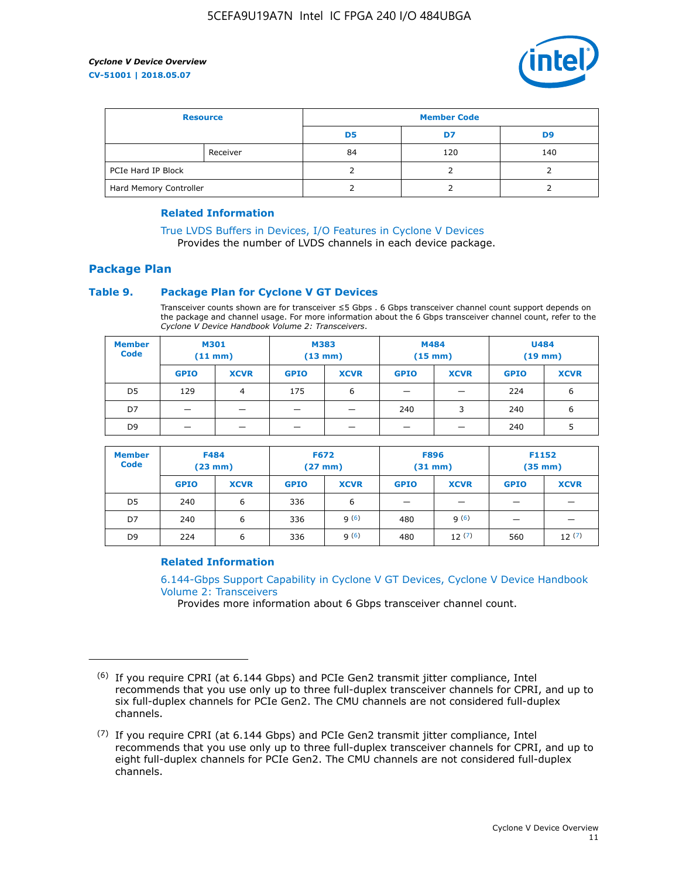| Resource | | Member Code | | |
|---|---|---|---|---|
| | | D5 | D7 | D9 |
| | Receiver | 84 | 120 | 140 |
| PCIe Hard IP Block | | 2 | 2 | 2 |
| Hard Memory Controller | | 2 | 2 | 2 |

### Related Information

True LVDS Buffers in Devices, I/O Features in Cyclone V Devices
Provides the number of LVDS channels in each device package.

## Package Plan

### Table 9. Package Plan for Cyclone V GT Devices

Transceiver counts shown are for transceiver ≤5 Gbps . 6 Gbps transceiver channel count support depends on the package and channel usage. For more information about the 6 Gbps transceiver channel count, refer to the *Cyclone V Device Handbook Volume 2: Transceivers*.

| Member Code | M301 (11 mm) | | M383 (13 mm) | | M484 (15 mm) | | U484 (19 mm) | |
|---|---|---|---|---|---|---|---|---|
| | GPIO | XCVR | GPIO | XCVR | GPIO | XCVR | GPIO | XCVR |
| D5 | 129 | 4 | 175 | 6 | — | — | 224 | 6 |
| D7 | — | — | — | — | 240 | 3 | 240 | 6 |
| D9 | — | — | — | — | — | — | 240 | 5 |

| Member Code | F484 (23 mm) | | F672 (27 mm) | | F896 (31 mm) | | F1152 (35 mm) | |
|---|---|---|---|---|---|---|---|---|
| | GPIO | XCVR | GPIO | XCVR | GPIO | XCVR | GPIO | XCVR |
| D5 | 240 | 6 | 336 | 6 | — | — | — | — |
| D7 | 240 | 6 | 336 | 9 [(6)] | 480 | 9 [(6)] | — | — |
| D9 | 224 | 6 | 336 | 9 [(6)] | 480 | 12 [(7)] | 560 | 12 [(7)] |

### Related Information

6.144-Gbps Support Capability in Cyclone V GT Devices, Cyclone V Device Handbook Volume 2: Transceivers
Provides more information about 6 Gbps transceiver channel count.

---

(6) If you require CPRI (at 6.144 Gbps) and PCIe Gen2 transmit jitter compliance, Intel recommends that you use only up to three full-duplex transceiver channels for CPRI, and up to six full-duplex channels for PCIe Gen2. The CMU channels are not considered full-duplex channels.

(7) If you require CPRI (at 6.144 Gbps) and PCIe Gen2 transmit jitter compliance, Intel recommends that you use only up to three full-duplex transceiver channels for CPRI, and up to eight full-duplex channels for PCIe Gen2. The CMU channels are not considered full-duplex channels.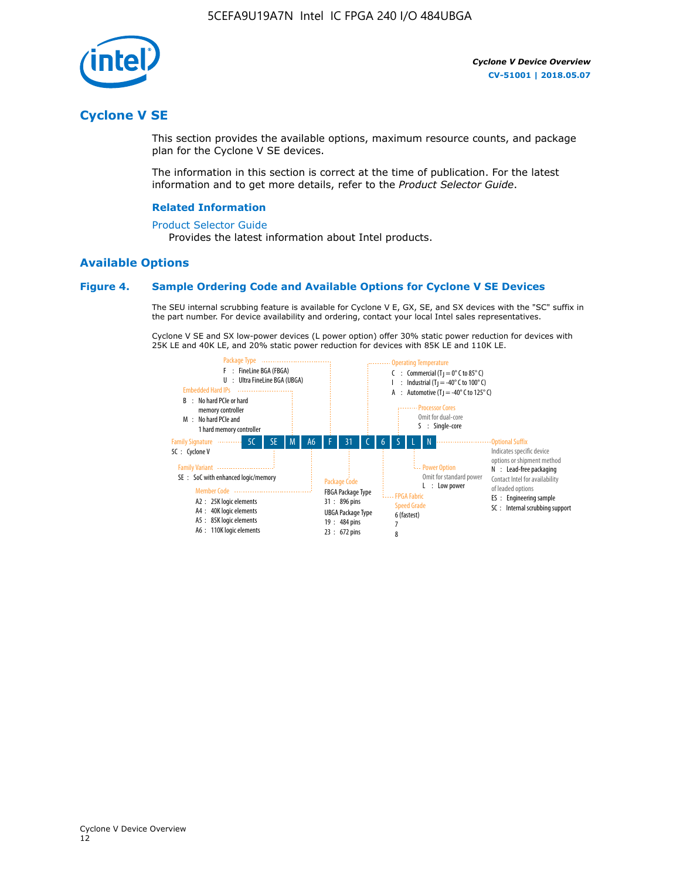## Cyclone V SE

This section provides the available options, maximum resource counts, and package plan for the Cyclone V SE devices.

The information in this section is correct at the time of publication. For the latest information and to get more details, refer to the *Product Selector Guide*.

### Related Information

Product Selector Guide
Provides the latest information about Intel products.

## Available Options

### Figure 4. Sample Ordering Code and Available Options for Cyclone V SE Devices

The SEU internal scrubbing feature is available for Cyclone V E, GX, SE, and SX devices with the "SC" suffix in the part number. For device availability and ordering, contact your local Intel sales representatives.

Cyclone V SE and SX low-power devices (L power option) offer 30% static power reduction for devices with 25K LE and 40K LE, and 20% static power reduction for devices with 85K LE and 110K LE.

Sample ordering code: 5C SE M A6 F 31 C 6 S L N

- **Family Signature**
  - 5C : Cyclone V
- **Family Variant**
  - SE : SoC with enhanced logic/memory
- **Embedded Hard IPs**
  - B : No hard PCIe or hard memory controller
  - M : No hard PCIe and 1 hard memory controller
- **Member Code**
  - A2 : 25K logic elements
  - A4 : 40K logic elements
  - A5 : 85K logic elements
  - A6 : 110K logic elements
- **Package Type**
  - F : FineLine BGA (FBGA)
  - U : Ultra FineLine BGA (UBGA)
- **Package Code**
  - FBGA Package Type
    - 31 : 896 pins
  - UBGA Package Type
    - 19 : 484 pins
    - 23 : 672 pins
- **Operating Temperature**
  - C : Commercial ($T_J$ = 0° C to 85° C)
  - I : Industrial ($T_J$ = -40° C to 100° C)
  - A : Automotive ($T_J$ = -40° C to 125° C)
- **FPGA Fabric Speed Grade**
  - 6 (fastest)
  - 7
  - 8
- **Processor Cores**
  - Omit for dual-core
  - S : Single-core
- **Power Option**
  - Omit for standard power
  - L : Low power
- **Optional Suffix**
  - Indicates specific device options or shipment method
  - N : Lead-free packaging
  - Contact Intel for availability of leaded options
  - ES : Engineering sample
  - SC : Internal scrubbing support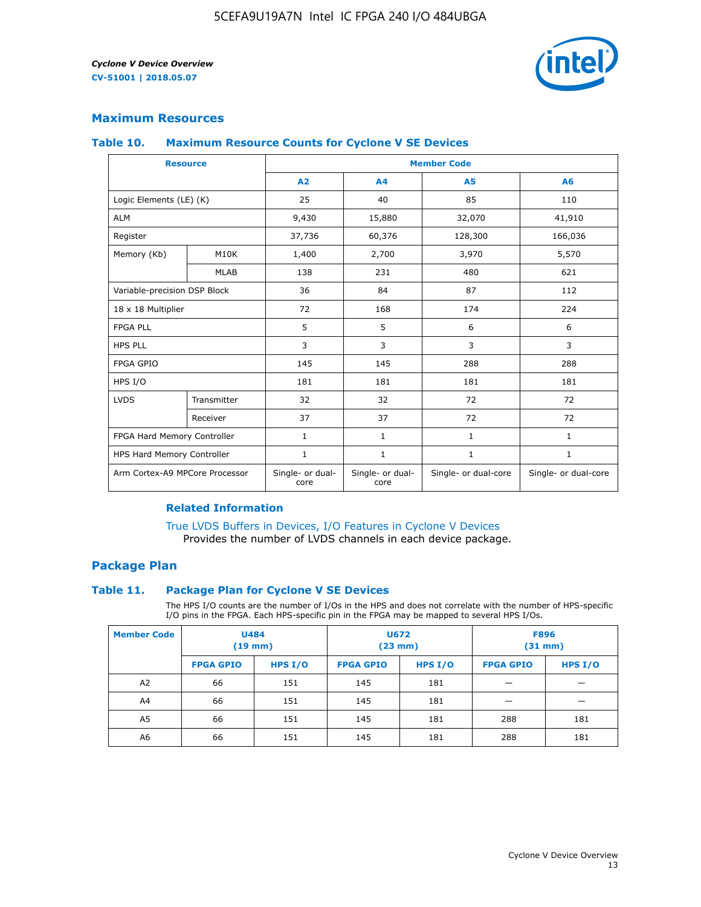## Maximum Resources

### Table 10. Maximum Resource Counts for Cyclone V SE Devices

| Resource | | Member Code | | | |
|---|---|---|---|---|---|
| | | A2 | A4 | A5 | A6 |
| Logic Elements (LE) (K) | | 25 | 40 | 85 | 110 |
| ALM | | 9,430 | 15,880 | 32,070 | 41,910 |
| Register | | 37,736 | 60,376 | 128,300 | 166,036 |
| Memory (Kb) | M10K | 1,400 | 2,700 | 3,970 | 5,570 |
| | MLAB | 138 | 231 | 480 | 621 |
| Variable-precision DSP Block | | 36 | 84 | 87 | 112 |
| 18 x 18 Multiplier | | 72 | 168 | 174 | 224 |
| FPGA PLL | | 5 | 5 | 6 | 6 |
| HPS PLL | | 3 | 3 | 3 | 3 |
| FPGA GPIO | | 145 | 145 | 288 | 288 |
| HPS I/O | | 181 | 181 | 181 | 181 |
| LVDS | Transmitter | 32 | 32 | 72 | 72 |
| | Receiver | 37 | 37 | 72 | 72 |
| FPGA Hard Memory Controller | | 1 | 1 | 1 | 1 |
| HPS Hard Memory Controller | | 1 | 1 | 1 | 1 |
| Arm Cortex-A9 MPCore Processor | | Single- or dual-core | Single- or dual-core | Single- or dual-core | Single- or dual-core |

#### Related Information

True LVDS Buffers in Devices, I/O Features in Cyclone V Devices
Provides the number of LVDS channels in each device package.

## Package Plan

### Table 11. Package Plan for Cyclone V SE Devices

The HPS I/O counts are the number of I/Os in the HPS and does not correlate with the number of HPS-specific I/O pins in the FPGA. Each HPS-specific pin in the FPGA may be mapped to several HPS I/Os.

| Member Code | U484 (19 mm) | | U672 (23 mm) | | F896 (31 mm) | |
|---|---|---|---|---|---|---|
| | FPGA GPIO | HPS I/O | FPGA GPIO | HPS I/O | FPGA GPIO | HPS I/O |
| A2 | 66 | 151 | 145 | 181 | — | — |
| A4 | 66 | 151 | 145 | 181 | — | — |
| A5 | 66 | 151 | 145 | 181 | 288 | 181 |
| A6 | 66 | 151 | 145 | 181 | 288 | 181 |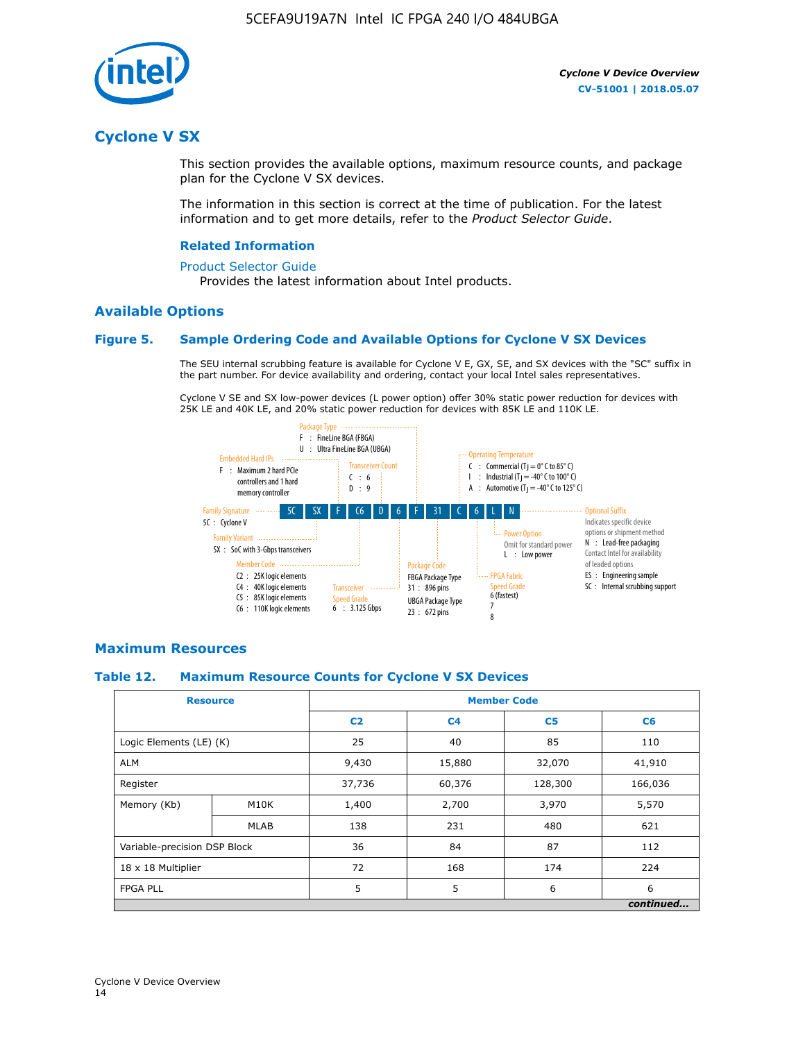# Cyclone V SX

This section provides the available options, maximum resource counts, and package plan for the Cyclone V SX devices.

The information in this section is correct at the time of publication. For the latest information and to get more details, refer to the *Product Selector Guide*.

### Related Information

Product Selector Guide

Provides the latest information about Intel products.

## Available Options

### Figure 5. Sample Ordering Code and Available Options for Cyclone V SX Devices

The SEU internal scrubbing feature is available for Cyclone V E, GX, SE, and SX devices with the "SC" suffix in the part number. For device availability and ordering, contact your local Intel sales representatives.

Cyclone V SE and SX low-power devices (L power option) offer 30% static power reduction for devices with 25K LE and 40K LE, and 20% static power reduction for devices with 85K LE and 110K LE.

5C SX F C6 D 6 F 31 C 6 L N

- Family Signature
  - 5C : Cyclone V
- Family Variant
  - SX : SoC with 3-Gbps transceivers
- Embedded Hard IPs
  - F : Maximum 2 hard PCIe controllers and 1 hard memory controller
- Member Code
  - C2 : 25K logic elements
  - C4 : 40K logic elements
  - C5 : 85K logic elements
  - C6 : 110K logic elements
- Transceiver Count
  - C : 6
  - D : 9
- Transceiver Speed Grade
  - 6 : 3.125 Gbps
- Package Type
  - F : FineLine BGA (FBGA)
  - U : Ultra FineLine BGA (UBGA)
- Package Code
  - FBGA Package Type
    - 31 : 896 pins
  - UBGA Package Type
    - 23 : 672 pins
- Operating Temperature
  - C : Commercial ($T_J$ = 0° C to 85° C)
  - I : Industrial ($T_J$ = -40° C to 100° C)
  - A : Automotive ($T_J$ = -40° C to 125° C)
- FPGA Fabric Speed Grade
  - 6 (fastest)
  - 7
  - 8
- Power Option
  - Omit for standard power
  - L : Low power
- Optional Suffix
  - Indicates specific device options or shipment method
  - N : Lead-free packaging. Contact Intel for availability of leaded options
  - ES : Engineering sample
  - SC : Internal scrubbing support

## Maximum Resources

### Table 12. Maximum Resource Counts for Cyclone V SX Devices

| Resource | | Member Code | | | |
|---|---|---|---|---|---|
| | | C2 | C4 | C5 | C6 |
| Logic Elements (LE) (K) | | 25 | 40 | 85 | 110 |
| ALM | | 9,430 | 15,880 | 32,070 | 41,910 |
| Register | | 37,736 | 60,376 | 128,300 | 166,036 |
| Memory (Kb) | M10K | 1,400 | 2,700 | 3,970 | 5,570 |
| | MLAB | 138 | 231 | 480 | 621 |
| Variable-precision DSP Block | | 36 | 84 | 87 | 112 |
| 18 x 18 Multiplier | | 72 | 168 | 174 | 224 |
| FPGA PLL | | 5 | 5 | 6 | 6 |

*continued...*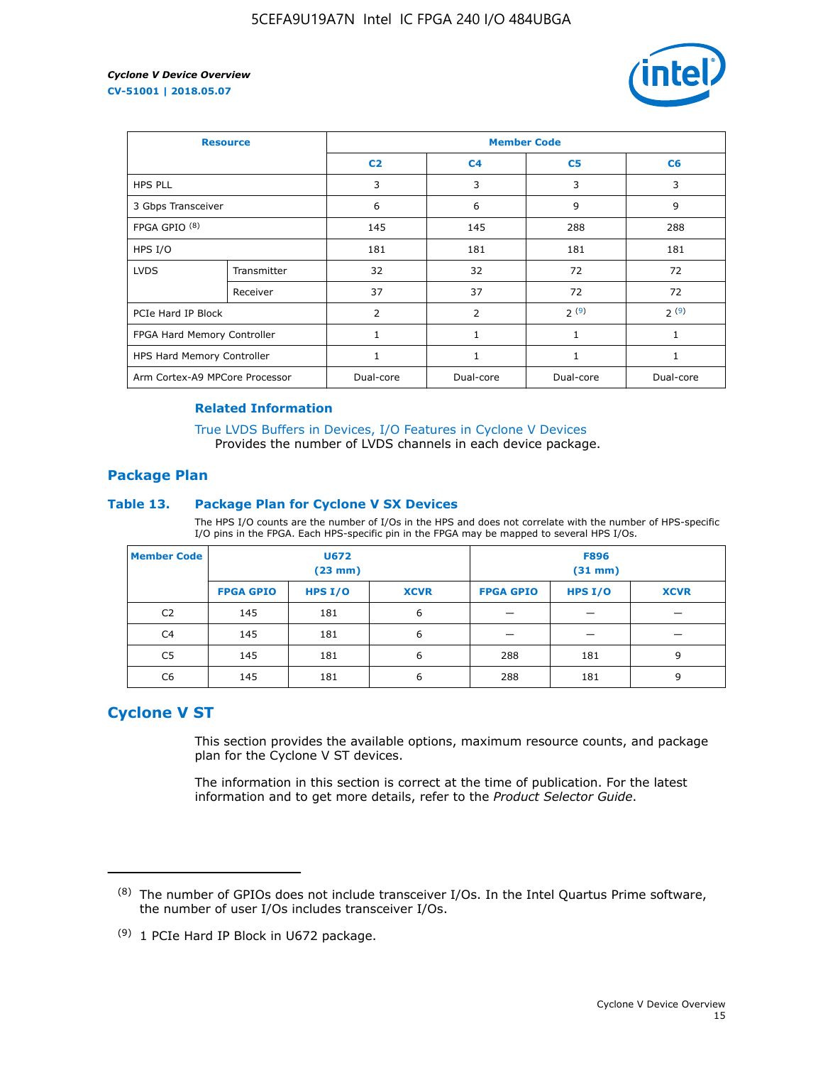| Resource | | Member Code | | | |
|---|---|---|---|---|---|
| | | C2 | C4 | C5 | C6 |
| HPS PLL | | 3 | 3 | 3 | 3 |
| 3 Gbps Transceiver | | 6 | 6 | 9 | 9 |
| FPGA GPIO [(8)] | | 145 | 145 | 288 | 288 |
| HPS I/O | | 181 | 181 | 181 | 181 |
| LVDS | Transmitter | 32 | 32 | 72 | 72 |
| | Receiver | 37 | 37 | 72 | 72 |
| PCIe Hard IP Block | | 2 | 2 | 2 [(9)] | 2 [(9)] |
| FPGA Hard Memory Controller | | 1 | 1 | 1 | 1 |
| HPS Hard Memory Controller | | 1 | 1 | 1 | 1 |
| Arm Cortex-A9 MPCore Processor | | Dual-core | Dual-core | Dual-core | Dual-core |

**Related Information**

True LVDS Buffers in Devices, I/O Features in Cyclone V Devices
Provides the number of LVDS channels in each device package.

## Package Plan

### Table 13. Package Plan for Cyclone V SX Devices

The HPS I/O counts are the number of I/Os in the HPS and does not correlate with the number of HPS-specific I/O pins in the FPGA. Each HPS-specific pin in the FPGA may be mapped to several HPS I/Os.

| Member Code | U672 (23 mm) | | | F896 (31 mm) | | |
|---|---|---|---|---|---|---|
| | FPGA GPIO | HPS I/O | XCVR | FPGA GPIO | HPS I/O | XCVR |
| C2 | 145 | 181 | 6 | — | — | — |
| C4 | 145 | 181 | 6 | — | — | — |
| C5 | 145 | 181 | 6 | 288 | 181 | 9 |
| C6 | 145 | 181 | 6 | 288 | 181 | 9 |

## Cyclone V ST

This section provides the available options, maximum resource counts, and package plan for the Cyclone V ST devices.

The information in this section is correct at the time of publication. For the latest information and to get more details, refer to the *Product Selector Guide*.

---

(8) The number of GPIOs does not include transceiver I/Os. In the Intel Quartus Prime software, the number of user I/Os includes transceiver I/Os.

(9) 1 PCIe Hard IP Block in U672 package.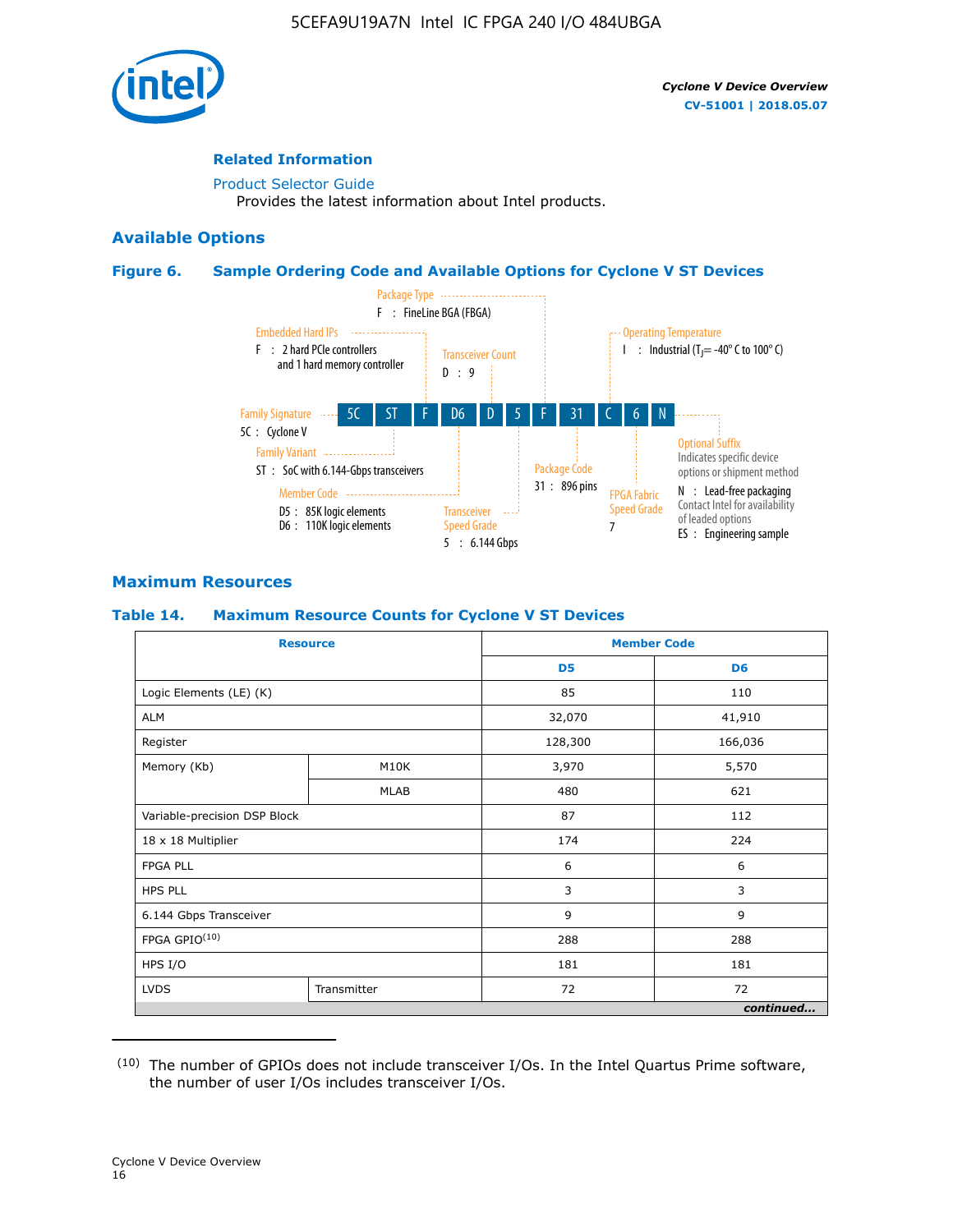## Related Information

Product Selector Guide
Provides the latest information about Intel products.

## Available Options

### Figure 6. Sample Ordering Code and Available Options for Cyclone V ST Devices

5C ST F D6 D 5 F 31 C 6 N

- Family Signature — 5C : Cyclone V
- Family Variant — ST : SoC with 6.144-Gbps transceivers
- Embedded Hard IPs — F : 2 hard PCIe controllers and 1 hard memory controller
- Member Code — D5 : 85K logic elements; D6 : 110K logic elements
- Transceiver Count — D : 9
- Transceiver Speed Grade — 5 : 6.144 Gbps
- Package Type — F : FineLine BGA (FBGA)
- Package Code — 31 : 896 pins
- Operating Temperature — I : Industrial ($T_J$ = -40° C to 100° C)
- FPGA Fabric Speed Grade — 7
- Optional Suffix — Indicates specific device options or shipment method
  - N : Lead-free packaging. Contact Intel for availability of leaded options
  - ES : Engineering sample

## Maximum Resources

### Table 14. Maximum Resource Counts for Cyclone V ST Devices

| Resource | | Member Code | |
|---|---|---|---|
| | | D5 | D6 |
| Logic Elements (LE) (K) | | 85 | 110 |
| ALM | | 32,070 | 41,910 |
| Register | | 128,300 | 166,036 |
| Memory (Kb) | M10K | 3,970 | 5,570 |
| | MLAB | 480 | 621 |
| Variable-precision DSP Block | | 87 | 112 |
| 18 x 18 Multiplier | | 174 | 224 |
| FPGA PLL | | 6 | 6 |
| HPS PLL | | 3 | 3 |
| 6.144 Gbps Transceiver | | 9 | 9 |
| FPGA GPIO[(10)] | | 288 | 288 |
| HPS I/O | | 181 | 181 |
| LVDS | Transmitter | 72 | 72 |

*continued...*

(10) The number of GPIOs does not include transceiver I/Os. In the Intel Quartus Prime software, the number of user I/Os includes transceiver I/Os.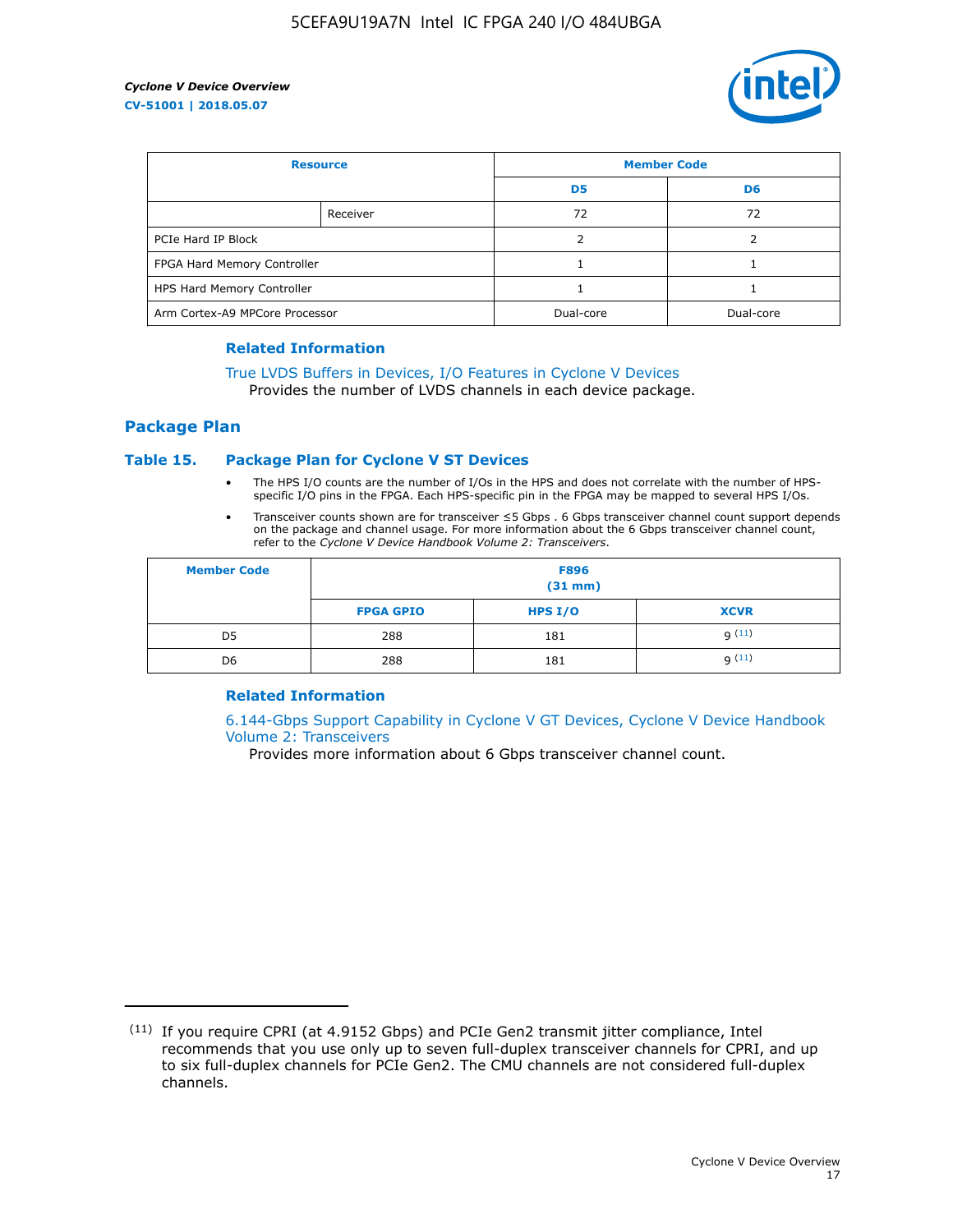| Resource | | Member Code | |
|---|---|---|---|
| | | D5 | D6 |
| | Receiver | 72 | 72 |
| PCIe Hard IP Block | | 2 | 2 |
| FPGA Hard Memory Controller | | 1 | 1 |
| HPS Hard Memory Controller | | 1 | 1 |
| Arm Cortex-A9 MPCore Processor | | Dual-core | Dual-core |

### Related Information

True LVDS Buffers in Devices, I/O Features in Cyclone V Devices
Provides the number of LVDS channels in each device package.

## Package Plan

### Table 15. Package Plan for Cyclone V ST Devices

- The HPS I/O counts are the number of I/Os in the HPS and does not correlate with the number of HPS-specific I/O pins in the FPGA. Each HPS-specific pin in the FPGA may be mapped to several HPS I/Os.
- Transceiver counts shown are for transceiver ≤5 Gbps . 6 Gbps transceiver channel count support depends on the package and channel usage. For more information about the 6 Gbps transceiver channel count, refer to the *Cyclone V Device Handbook Volume 2: Transceivers*.

| Member Code | F896 (31 mm) | | |
|---|---|---|---|
| | FPGA GPIO | HPS I/O | XCVR |
| D5 | 288 | 181 | 9 [11] |
| D6 | 288 | 181 | 9 [11] |

### Related Information

6.144-Gbps Support Capability in Cyclone V GT Devices, Cyclone V Device Handbook Volume 2: Transceivers
Provides more information about 6 Gbps transceiver channel count.

(11) If you require CPRI (at 4.9152 Gbps) and PCIe Gen2 transmit jitter compliance, Intel recommends that you use only up to seven full-duplex transceiver channels for CPRI, and up to six full-duplex channels for PCIe Gen2. The CMU channels are not considered full-duplex channels.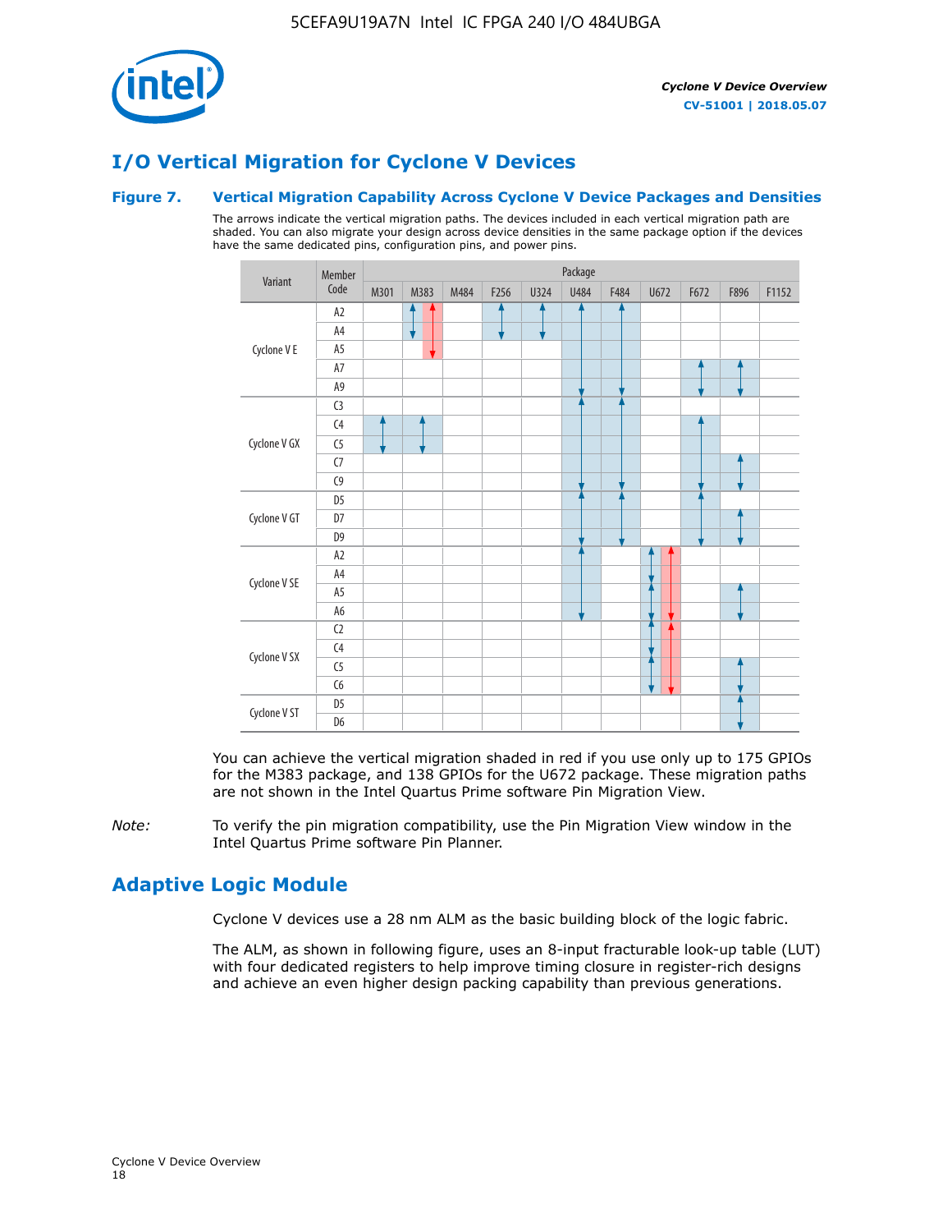# I/O Vertical Migration for Cyclone V Devices

**Figure 7. Vertical Migration Capability Across Cyclone V Device Packages and Densities**

The arrows indicate the vertical migration paths. The devices included in each vertical migration path are shaded. You can also migrate your design across device densities in the same package option if the devices have the same dedicated pins, configuration pins, and power pins.

In the table below, each shaded cell shows its migration path range. Paths marked (red) are the red-shaded paths.

| Variant | Member Code | M301 | M383 | M484 | F256 | U324 | U484 | F484 | U672 | F672 | F896 | F1152 |
|---|---|---|---|---|---|---|---|---|---|---|---|---|
| Cyclone V E | A2 | | A2–A4; A2–A5 (red) | | A2–A4 | A2–A4 | A2–A9 | A2–A9 | | | | |
| | A4 | | A2–A4; A2–A5 (red) | | A2–A4 | A2–A4 | A2–A9 | A2–A9 | | | | |
| | A5 | | A2–A5 (red) | | | | A2–A9 | A2–A9 | | | | |
| | A7 | | | | | | A2–A9 | A2–A9 | | A7–A9 | A7–A9 | |
| | A9 | | | | | | A2–A9 | A2–A9 | | A7–A9 | A7–A9 | |
| Cyclone V GX | C3 | | | | | | C3–C9 | C3–C9 | | | | |
| | C4 | C4–C5 | C4–C5 | | | | C3–C9 | C3–C9 | | C4–C9 | | |
| | C5 | C4–C5 | C4–C5 | | | | C3–C9 | C3–C9 | | C4–C9 | | |
| | C7 | | | | | | C3–C9 | C3–C9 | | C4–C9 | C7–C9 | |
| | C9 | | | | | | C3–C9 | C3–C9 | | C4–C9 | C7–C9 | |
| Cyclone V GT | D5 | | | | | | D5–D9 | D5–D9 | | D5–D9 | | |
| | D7 | | | | | | D5–D9 | D5–D9 | | D5–D9 | D7–D9 | |
| | D9 | | | | | | D5–D9 | D5–D9 | | D5–D9 | D7–D9 | |
| Cyclone V SE | A2 | | | | | | A2–A6 | | A2–A4; A2–A6 (red) | | | |
| | A4 | | | | | | A2–A6 | | A2–A4; A2–A6 (red) | | | |
| | A5 | | | | | | A2–A6 | | A5–A6; A2–A6 (red) | | A5–A6 | |
| | A6 | | | | | | A2–A6 | | A5–A6; A2–A6 (red) | | A5–A6 | |
| Cyclone V SX | C2 | | | | | | | | C2–C4; C2–C6 (red) | | | |
| | C4 | | | | | | | | C2–C4; C2–C6 (red) | | | |
| | C5 | | | | | | | | C5–C6; C2–C6 (red) | | C5–C6 | |
| | C6 | | | | | | | | C5–C6; C2–C6 (red) | | C5–C6 | |
| Cyclone V ST | D5 | | | | | | | | | | D5–D6 | |
| | D6 | | | | | | | | | | D5–D6 | |

You can achieve the vertical migration shaded in red if you use only up to 175 GPIOs for the M383 package, and 138 GPIOs for the U672 package. These migration paths are not shown in the Intel Quartus Prime software Pin Migration View.

*Note:* To verify the pin migration compatibility, use the Pin Migration View window in the Intel Quartus Prime software Pin Planner.

# Adaptive Logic Module

Cyclone V devices use a 28 nm ALM as the basic building block of the logic fabric.

The ALM, as shown in following figure, uses an 8-input fracturable look-up table (LUT) with four dedicated registers to help improve timing closure in register-rich designs and achieve an even higher design packing capability than previous generations.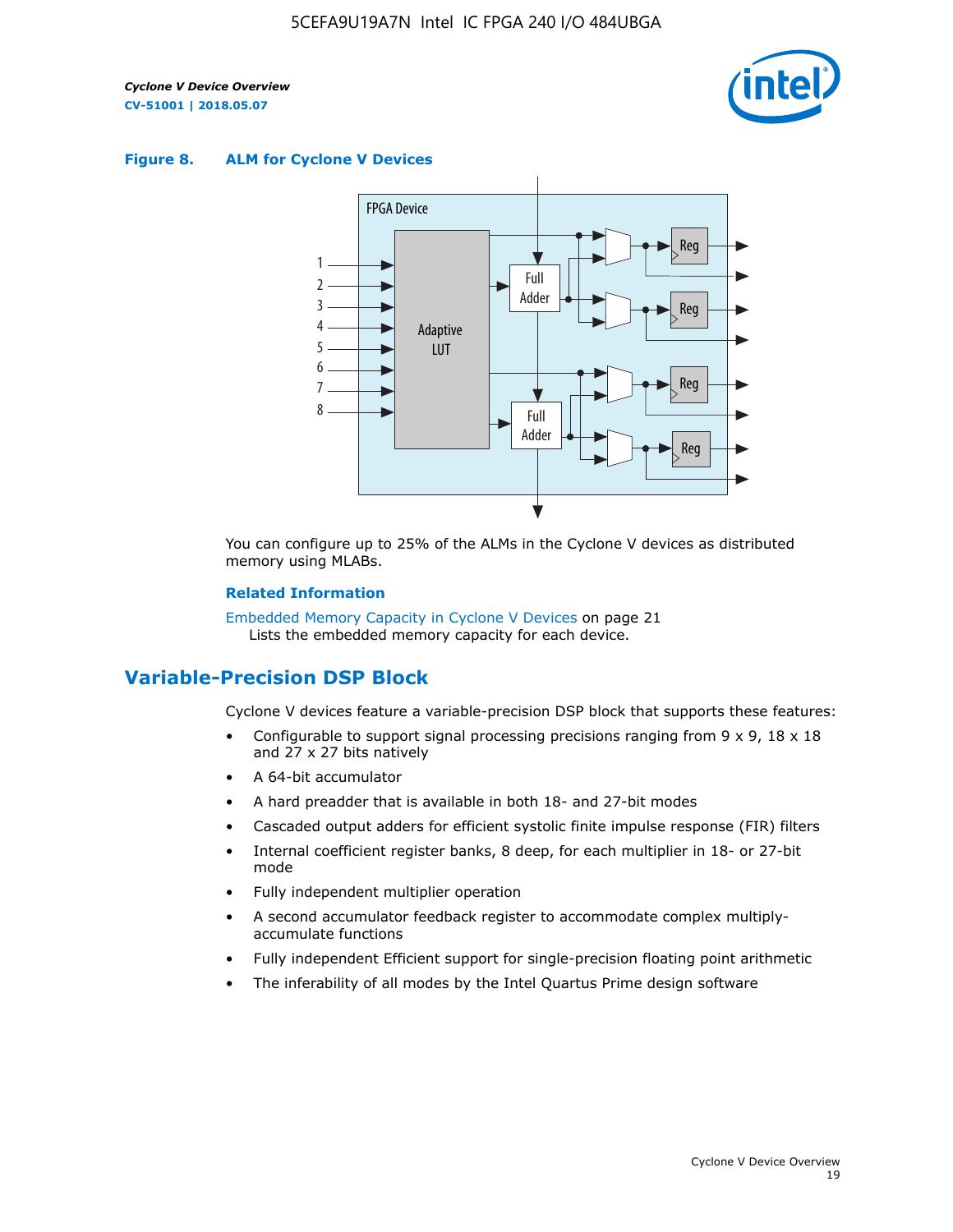**Figure 8. ALM for Cycline V Devices**

You can configure up to 25% of the ALMs in the Cyclone V devices as distributed memory using MLABs.

**Related Information**

Embedded Memory Capacity in Cyclone V Devices on page 21
Lists the embedded memory capacity for each device.

## Variable-Precision DSP Block

Cyclone V devices feature a variable-precision DSP block that supports these features:

- Configurable to support signal processing precisions ranging from 9 x 9, 18 x 18 and 27 x 27 bits natively
- A 64-bit accumulator
- A hard preadder that is available in both 18- and 27-bit modes
- Cascaded output adders for efficient systolic finite impulse response (FIR) filters
- Internal coefficient register banks, 8 deep, for each multiplier in 18- or 27-bit mode
- Fully independent multiplier operation
- A second accumulator feedback register to accommodate complex multiply-accumulate functions
- Fully independent Efficient support for single-precision floating point arithmetic
- The inferability of all modes by the Intel Quartus Prime design software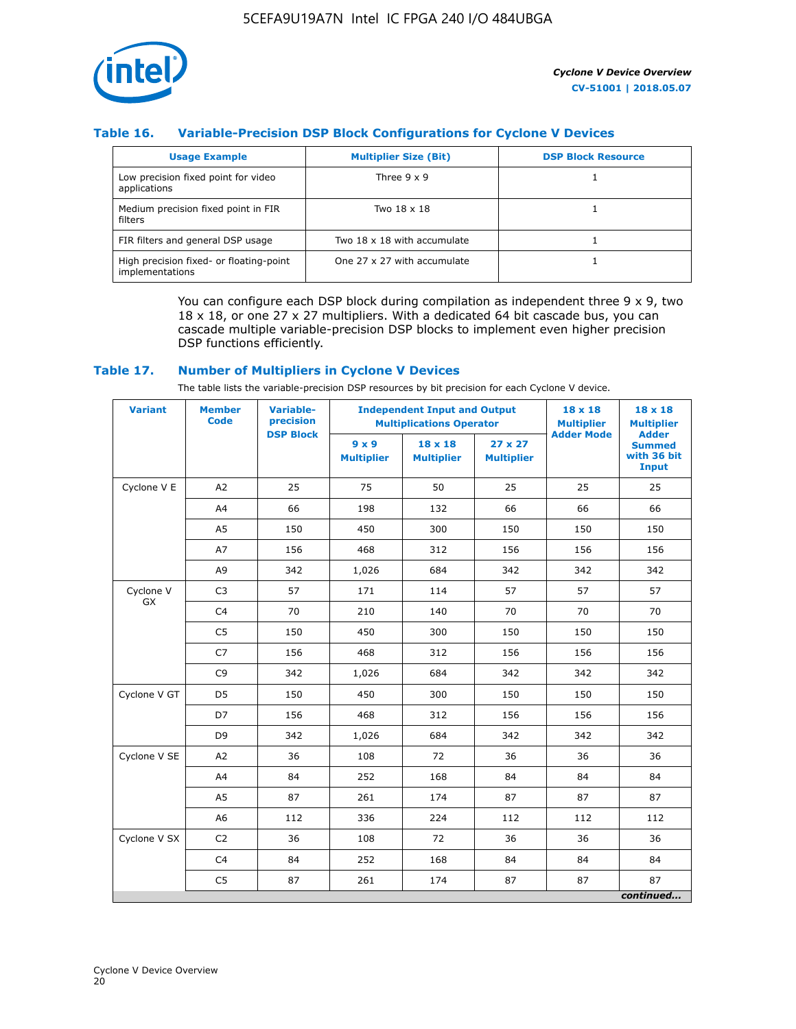### Table 16. Variable-Precision DSP Block Configurations for Cyclone V Devices

| Usage Example | Multiplier Size (Bit) | DSP Block Resource |
|---|---|---|
| Low precision fixed point for video applications | Three 9 x 9 | 1 |
| Medium precision fixed point in FIR filters | Two 18 x 18 | 1 |
| FIR filters and general DSP usage | Two 18 x 18 with accumulate | 1 |
| High precision fixed- or floating-point implementations | One 27 x 27 with accumulate | 1 |

You can configure each DSP block during compilation as independent three 9 x 9, two 18 x 18, or one 27 x 27 multipliers. With a dedicated 64 bit cascade bus, you can cascade multiple variable-precision DSP blocks to implement even higher precision DSP functions efficiently.

### Table 17. Number of Multipliers in Cyclone V Devices

The table lists the variable-precision DSP resources by bit precision for each Cyclone V device.

| Variant | Member Code | Variable-precision DSP Block | Independent Input and Output Multiplications Operator | | | 18 x 18 Multiplier Adder Mode | 18 x 18 Multiplier Adder Summed with 36 bit Input |
|---|---|---|---|---|---|---|---|
| | | | 9 x 9 Multiplier | 18 x 18 Multiplier | 27 x 27 Multiplier | | |
| Cyclone V E | A2 | 25 | 75 | 50 | 25 | 25 | 25 |
| | A4 | 66 | 198 | 132 | 66 | 66 | 66 |
| | A5 | 150 | 450 | 300 | 150 | 150 | 150 |
| | A7 | 156 | 468 | 312 | 156 | 156 | 156 |
| | A9 | 342 | 1,026 | 684 | 342 | 342 | 342 |
| Cyclone V GX | C3 | 57 | 171 | 114 | 57 | 57 | 57 |
| | C4 | 70 | 210 | 140 | 70 | 70 | 70 |
| | C5 | 150 | 450 | 300 | 150 | 150 | 150 |
| | C7 | 156 | 468 | 312 | 156 | 156 | 156 |
| | C9 | 342 | 1,026 | 684 | 342 | 342 | 342 |
| Cyclone V GT | D5 | 150 | 450 | 300 | 150 | 150 | 150 |
| | D7 | 156 | 468 | 312 | 156 | 156 | 156 |
| | D9 | 342 | 1,026 | 684 | 342 | 342 | 342 |
| Cyclone V SE | A2 | 36 | 108 | 72 | 36 | 36 | 36 |
| | A4 | 84 | 252 | 168 | 84 | 84 | 84 |
| | A5 | 87 | 261 | 174 | 87 | 87 | 87 |
| | A6 | 112 | 336 | 224 | 112 | 112 | 112 |
| Cyclone V SX | C2 | 36 | 108 | 72 | 36 | 36 | 36 |
| | C4 | 84 | 252 | 168 | 84 | 84 | 84 |
| | C5 | 87 | 261 | 174 | 87 | 87 | 87 |

*continued...*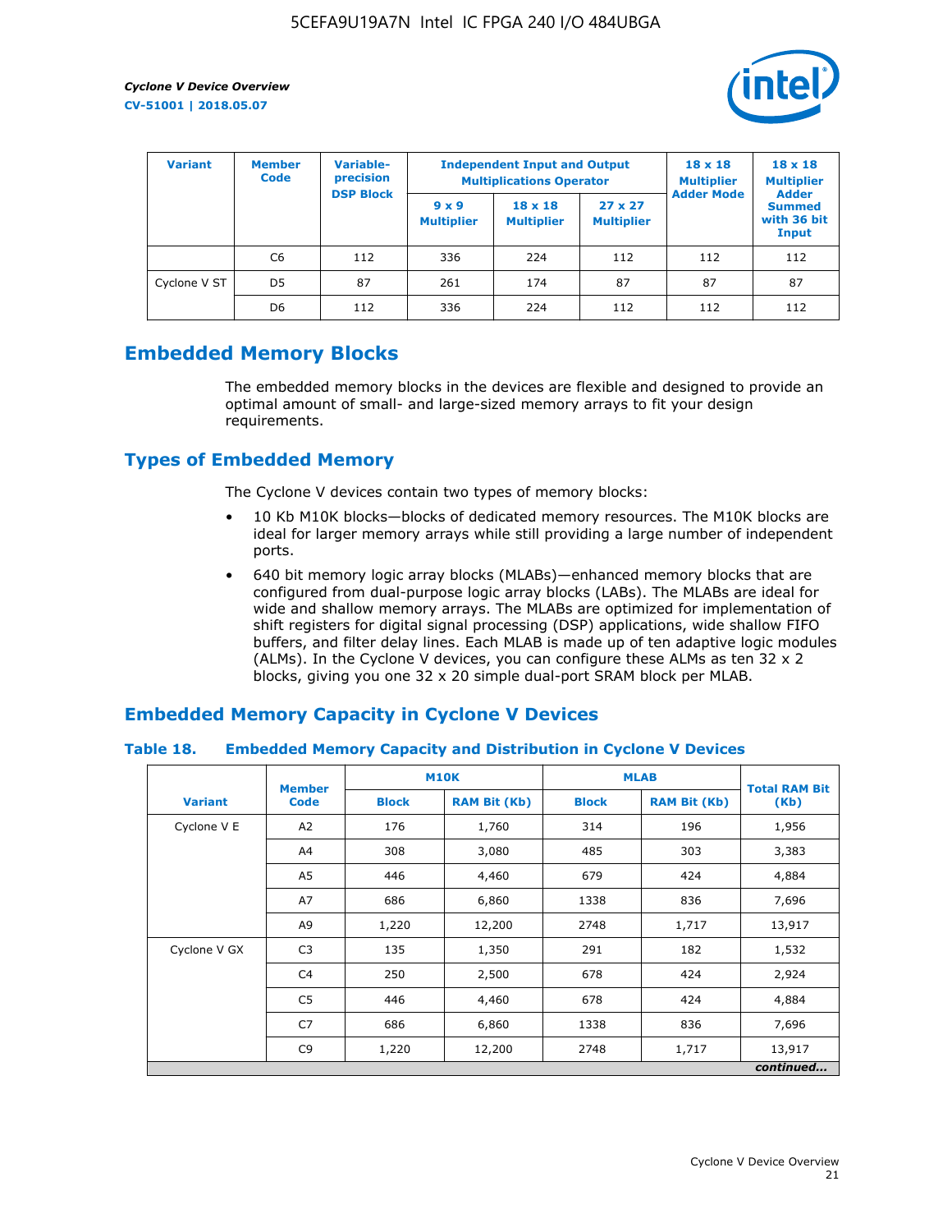| Variant | Member Code | Variable-precision DSP Block | Independent Input and Output Multiplications Operator | | | 18 x 18 Multiplier Adder Mode | 18 x 18 Multiplier Adder Summed with 36 bit Input |
|---|---|---|---|---|---|---|---|
| | | | 9 x 9 Multiplier | 18 x 18 Multiplier | 27 x 27 Multiplier | | |
| | C6 | 112 | 336 | 224 | 112 | 112 | 112 |
| Cyclone V ST | D5 | 87 | 261 | 174 | 87 | 87 | 87 |
| | D6 | 112 | 336 | 224 | 112 | 112 | 112 |

## Embedded Memory Blocks

The embedded memory blocks in the devices are flexible and designed to provide an optimal amount of small- and large-sized memory arrays to fit your design requirements.

### Types of Embedded Memory

The Cyclone V devices contain two types of memory blocks:

- 10 Kb M10K blocks—blocks of dedicated memory resources. The M10K blocks are ideal for larger memory arrays while still providing a large number of independent ports.
- 640 bit memory logic array blocks (MLABs)—enhanced memory blocks that are configured from dual-purpose logic array blocks (LABs). The MLABs are ideal for wide and shallow memory arrays. The MLABs are optimized for implementation of shift registers for digital signal processing (DSP) applications, wide shallow FIFO buffers, and filter delay lines. Each MLAB is made up of ten adaptive logic modules (ALMs). In the Cyclone V devices, you can configure these ALMs as ten 32 x 2 blocks, giving you one 32 x 20 simple dual-port SRAM block per MLAB.

### Embedded Memory Capacity in Cyclone V Devices

**Table 18. Embedded Memory Capacity and Distribution in Cyclone V Devices**

| Variant | Member Code | M10K | | MLAB | | Total RAM Bit (Kb) |
|---|---|---|---|---|---|---|
| | | Block | RAM Bit (Kb) | Block | RAM Bit (Kb) | |
| Cyclone V E | A2 | 176 | 1,760 | 314 | 196 | 1,956 |
| | A4 | 308 | 3,080 | 485 | 303 | 3,383 |
| | A5 | 446 | 4,460 | 679 | 424 | 4,884 |
| | A7 | 686 | 6,860 | 1338 | 836 | 7,696 |
| | A9 | 1,220 | 12,200 | 2748 | 1,717 | 13,917 |
| Cyclone V GX | C3 | 135 | 1,350 | 291 | 182 | 1,532 |
| | C4 | 250 | 2,500 | 678 | 424 | 2,924 |
| | C5 | 446 | 4,460 | 678 | 424 | 4,884 |
| | C7 | 686 | 6,860 | 1338 | 836 | 7,696 |
| | C9 | 1,220 | 12,200 | 2748 | 1,717 | 13,917 |

*continued...*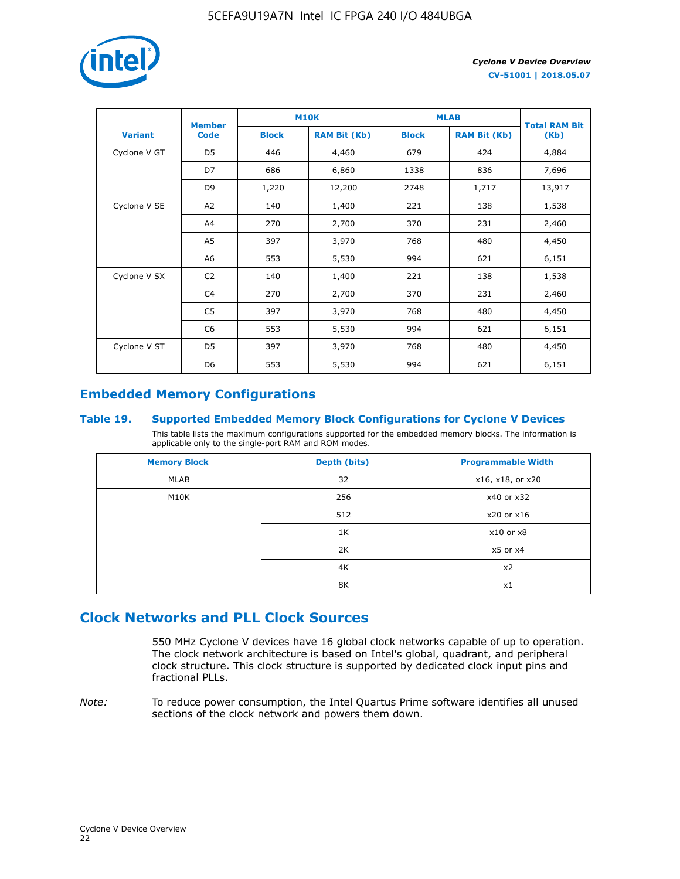| Variant | Member Code | M10K | | MLAB | | Total RAM Bit (Kb) |
|---|---|---|---|---|---|---|
| | | Block | RAM Bit (Kb) | Block | RAM Bit (Kb) | |
| Cyclone V GT | D5 | 446 | 4,460 | 679 | 424 | 4,884 |
| | D7 | 686 | 6,860 | 1338 | 836 | 7,696 |
| | D9 | 1,220 | 12,200 | 2748 | 1,717 | 13,917 |
| Cyclone V SE | A2 | 140 | 1,400 | 221 | 138 | 1,538 |
| | A4 | 270 | 2,700 | 370 | 231 | 2,460 |
| | A5 | 397 | 3,970 | 768 | 480 | 4,450 |
| | A6 | 553 | 5,530 | 994 | 621 | 6,151 |
| Cyclone V SX | C2 | 140 | 1,400 | 221 | 138 | 1,538 |
| | C4 | 270 | 2,700 | 370 | 231 | 2,460 |
| | C5 | 397 | 3,970 | 768 | 480 | 4,450 |
| | C6 | 553 | 5,530 | 994 | 621 | 6,151 |
| Cyclone V ST | D5 | 397 | 3,970 | 768 | 480 | 4,450 |
| | D6 | 553 | 5,530 | 994 | 621 | 6,151 |

## Embedded Memory Configurations

### Table 19. Supported Embedded Memory Block Configurations for Cyclone V Devices

This table lists the maximum configurations supported for the embedded memory blocks. The information is applicable only to the single-port RAM and ROM modes.

| Memory Block | Depth (bits) | Programmable Width |
|---|---|---|
| MLAB | 32 | x16, x18, or x20 |
| M10K | 256 | x40 or x32 |
| | 512 | x20 or x16 |
| | 1K | x10 or x8 |
| | 2K | x5 or x4 |
| | 4K | x2 |
| | 8K | x1 |

## Clock Networks and PLL Clock Sources

550 MHz Cyclone V devices have 16 global clock networks capable of up to operation. The clock network architecture is based on Intel's global, quadrant, and peripheral clock structure. This clock structure is supported by dedicated clock input pins and fractional PLLs.

*Note:* To reduce power consumption, the Intel Quartus Prime software identifies all unused sections of the clock network and powers them down.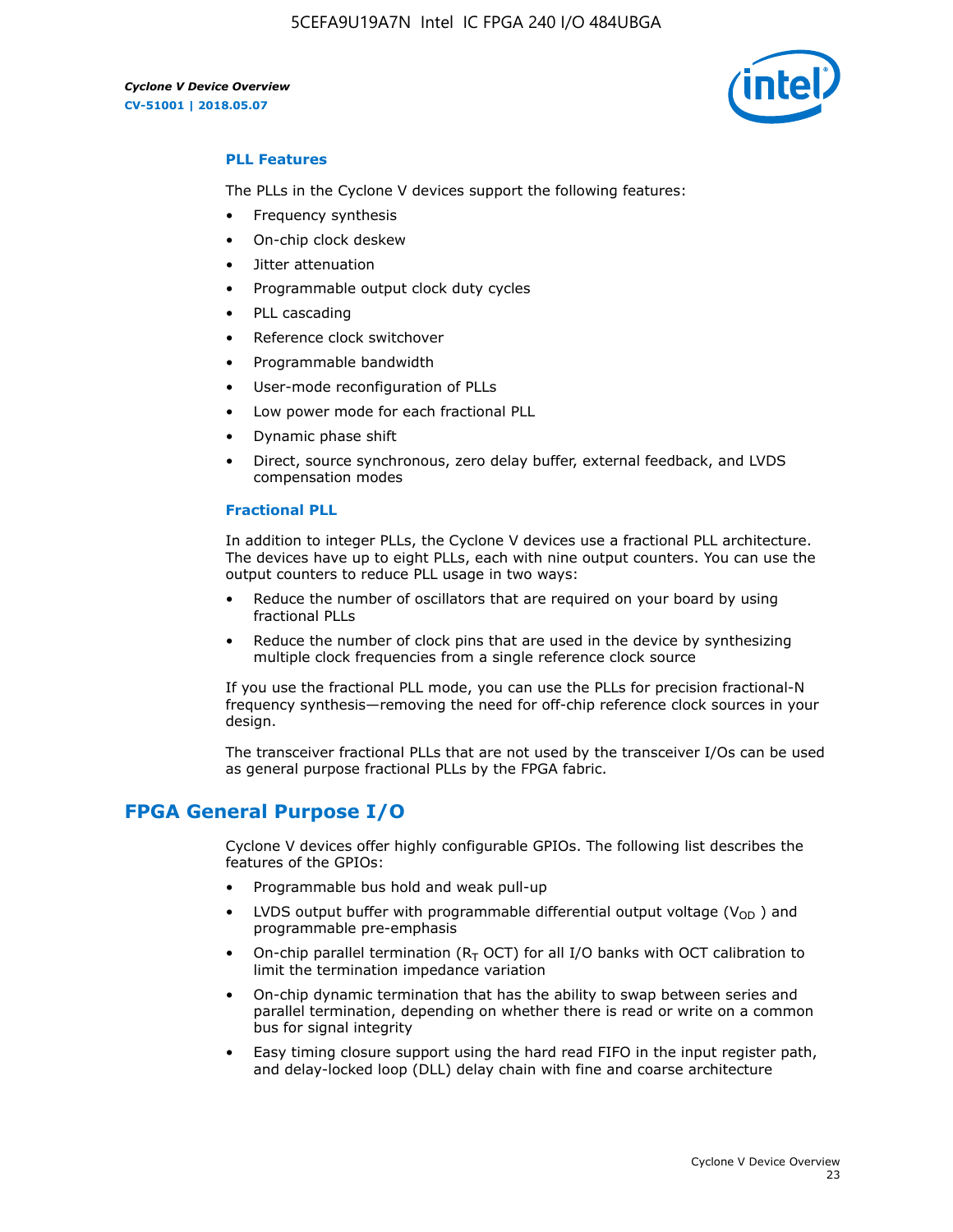### PLL Features

The PLLs in the Cyclone V devices support the following features:

- Frequency synthesis
- On-chip clock deskew
- Jitter attenuation
- Programmable output clock duty cycles
- PLL cascading
- Reference clock switchover
- Programmable bandwidth
- User-mode reconfiguration of PLLs
- Low power mode for each fractional PLL
- Dynamic phase shift
- Direct, source synchronous, zero delay buffer, external feedback, and LVDS compensation modes

### Fractional PLL

In addition to integer PLLs, the Cyclone V devices use a fractional PLL architecture. The devices have up to eight PLLs, each with nine output counters. You can use the output counters to reduce PLL usage in two ways:

- Reduce the number of oscillators that are required on your board by using fractional PLLs
- Reduce the number of clock pins that are used in the device by synthesizing multiple clock frequencies from a single reference clock source

If you use the fractional PLL mode, you can use the PLLs for precision fractional-N frequency synthesis—removing the need for off-chip reference clock sources in your design.

The transceiver fractional PLLs that are not used by the transceiver I/Os can be used as general purpose fractional PLLs by the FPGA fabric.

## FPGA General Purpose I/O

Cyclone V devices offer highly configurable GPIOs. The following list describes the features of the GPIOs:

- Programmable bus hold and weak pull-up
- LVDS output buffer with programmable differential output voltage ($V_{OD}$) and programmable pre-emphasis
- On-chip parallel termination ($R_T$ OCT) for all I/O banks with OCT calibration to limit the termination impedance variation
- On-chip dynamic termination that has the ability to swap between series and parallel termination, depending on whether there is read or write on a common bus for signal integrity
- Easy timing closure support using the hard read FIFO in the input register path, and delay-locked loop (DLL) delay chain with fine and coarse architecture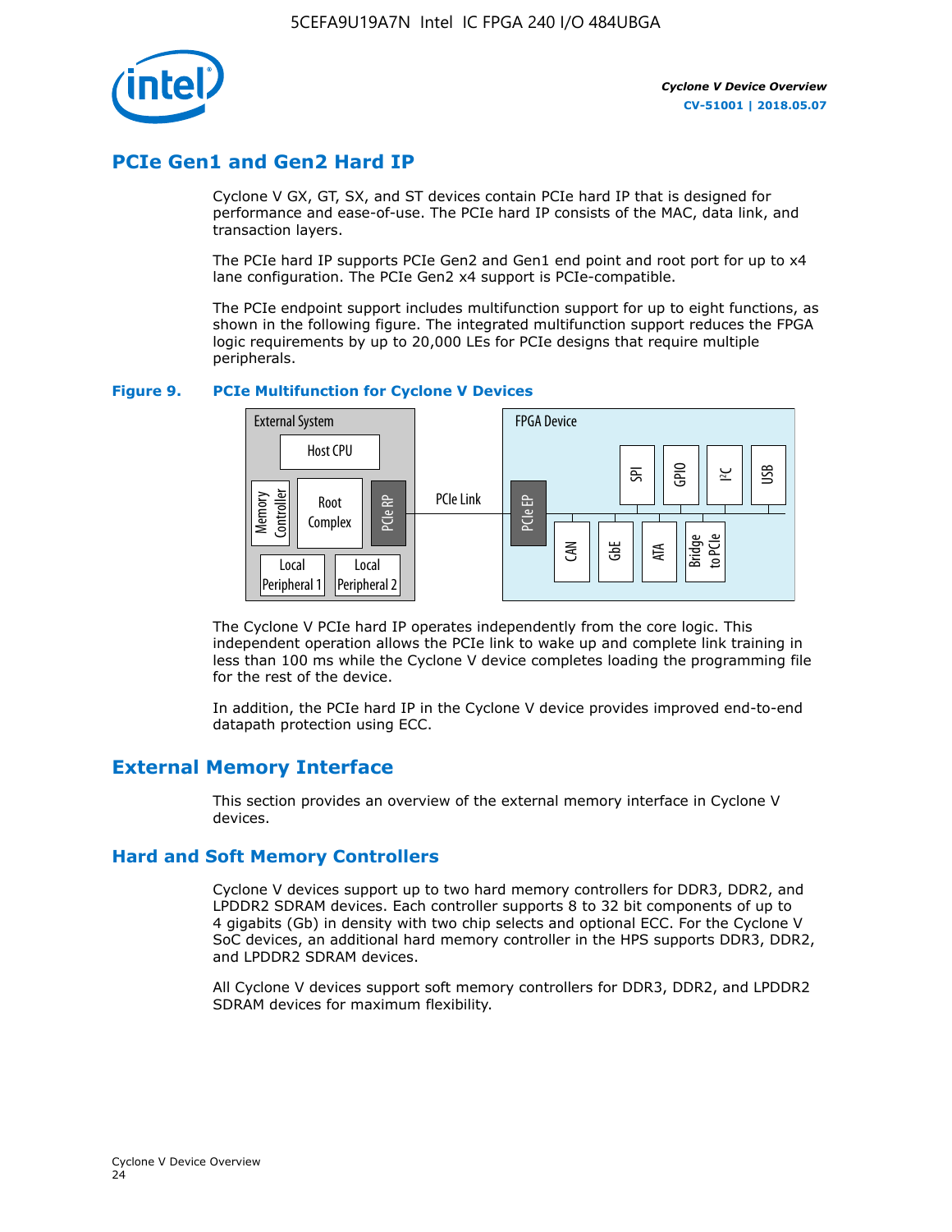## PCIe Gen1 and Gen2 Hard IP

Cyclone V GX, GT, SX, and ST devices contain PCIe hard IP that is designed for performance and ease-of-use. The PCIe hard IP consists of the MAC, data link, and transaction layers.

The PCIe hard IP supports PCIe Gen2 and Gen1 end point and root port for up to x4 lane configuration. The PCIe Gen2 x4 support is PCIe-compatible.

The PCIe endpoint support includes multifunction support for up to eight functions, as shown in the following figure. The integrated multifunction support reduces the FPGA logic requirements by up to 20,000 LEs for PCIe designs that require multiple peripherals.

**Figure 9. PCIe Multifunction for Cyclone V Devices**

The Cyclone V PCIe hard IP operates independently from the core logic. This independent operation allows the PCIe link to wake up and complete link training in less than 100 ms while the Cyclone V device completes loading the programming file for the rest of the device.

In addition, the PCIe hard IP in the Cyclone V device provides improved end-to-end datapath protection using ECC.

## External Memory Interface

This section provides an overview of the external memory interface in Cyclone V devices.

### Hard and Soft Memory Controllers

Cyclone V devices support up to two hard memory controllers for DDR3, DDR2, and LPDDR2 SDRAM devices. Each controller supports 8 to 32 bit components of up to 4 gigabits (Gb) in density with two chip selects and optional ECC. For the Cyclone V SoC devices, an additional hard memory controller in the HPS supports DDR3, DDR2, and LPDDR2 SDRAM devices.

All Cyclone V devices support soft memory controllers for DDR3, DDR2, and LPDDR2 SDRAM devices for maximum flexibility.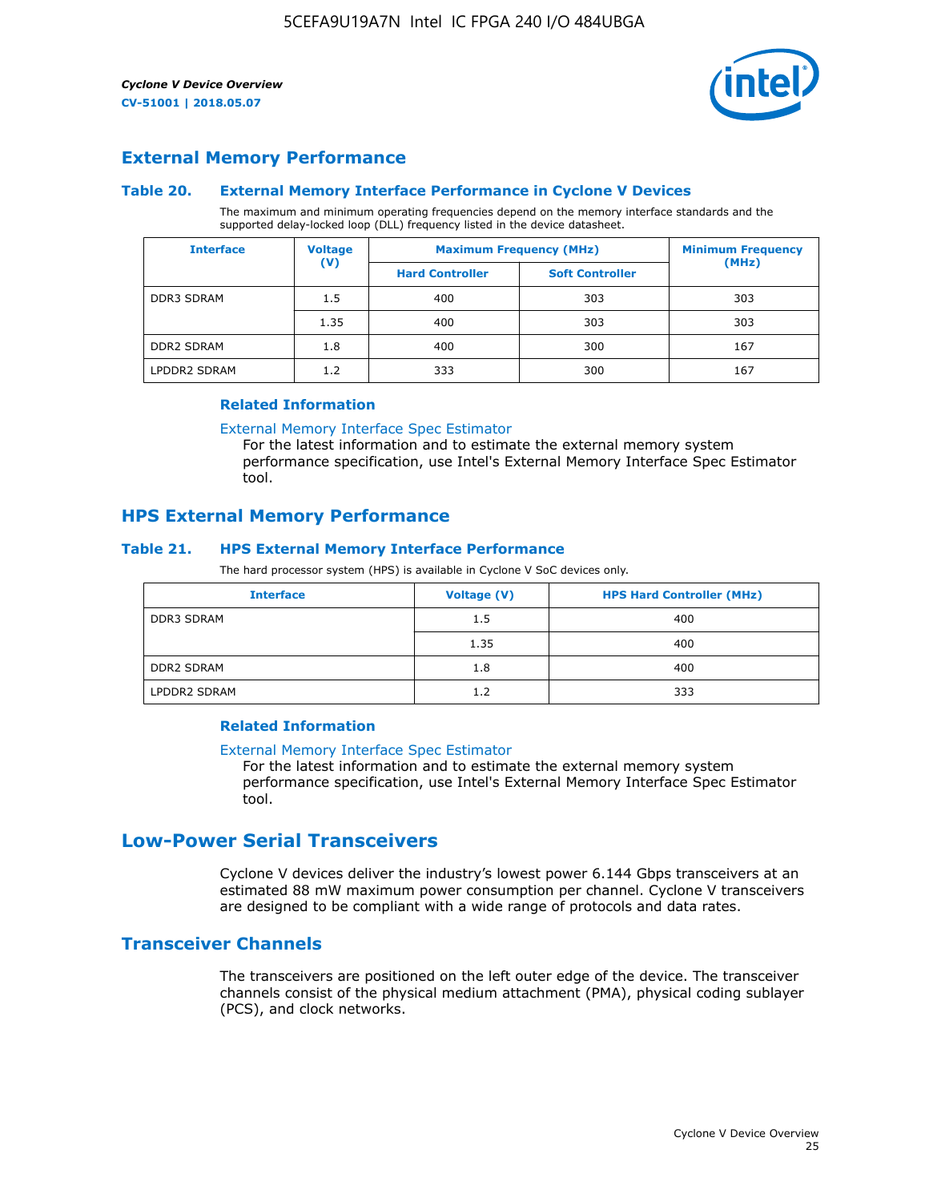## External Memory Performance

### Table 20. External Memory Interface Performance in Cyclone V Devices

The maximum and minimum operating frequencies depend on the memory interface standards and the supported delay-locked loop (DLL) frequency listed in the device datasheet.

| Interface | Voltage (V) | Maximum Frequency (MHz) | | Minimum Frequency (MHz) |
|---|---|---|---|---|
| | | Hard Controller | Soft Controller | |
| DDR3 SDRAM | 1.5 | 400 | 303 | 303 |
| | 1.35 | 400 | 303 | 303 |
| DDR2 SDRAM | 1.8 | 400 | 300 | 167 |
| LPDDR2 SDRAM | 1.2 | 333 | 300 | 167 |

#### Related Information

External Memory Interface Spec Estimator
For the latest information and to estimate the external memory system performance specification, use Intel's External Memory Interface Spec Estimator tool.

## HPS External Memory Performance

### Table 21. HPS External Memory Interface Performance

The hard processor system (HPS) is available in Cyclone V SoC devices only.

| Interface | Voltage (V) | HPS Hard Controller (MHz) |
|---|---|---|
| DDR3 SDRAM | 1.5 | 400 |
| | 1.35 | 400 |
| DDR2 SDRAM | 1.8 | 400 |
| LPDDR2 SDRAM | 1.2 | 333 |

#### Related Information

External Memory Interface Spec Estimator
For the latest information and to estimate the external memory system performance specification, use Intel's External Memory Interface Spec Estimator tool.

# Low-Power Serial Transceivers

Cyclone V devices deliver the industry's lowest power 6.144 Gbps transceivers at an estimated 88 mW maximum power consumption per channel. Cyclone V transceivers are designed to be compliant with a wide range of protocols and data rates.

## Transceiver Channels

The transceivers are positioned on the left outer edge of the device. The transceiver channels consist of the physical medium attachment (PMA), physical coding sublayer (PCS), and clock networks.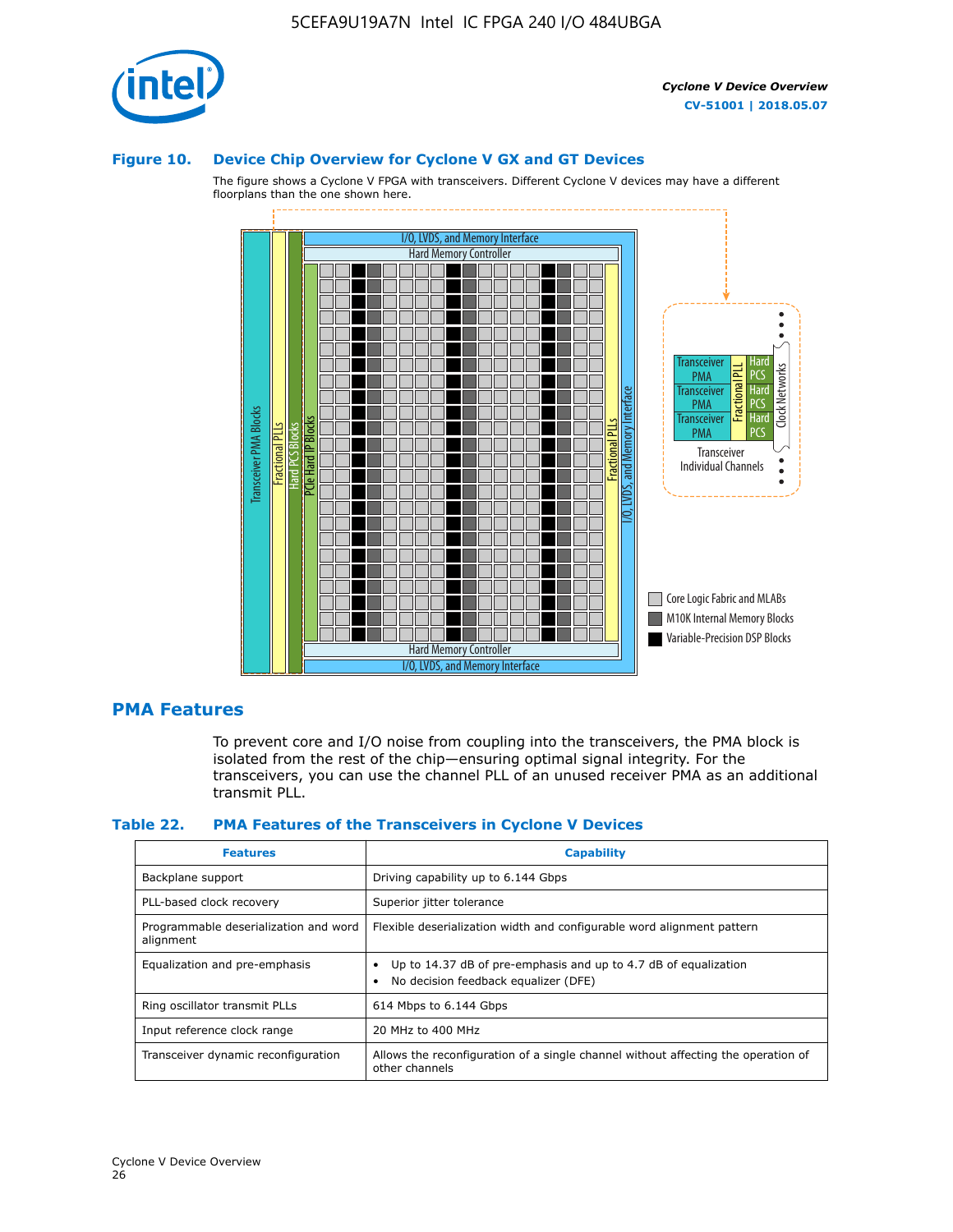### Figure 10. Device Chip Overview for Cyclone V GX and GT Devices

The figure shows a Cyclone V FPGA with transceivers. Different Cyclone V devices may have a different floorplans than the one shown here.

## PMA Features

To prevent core and I/O noise from coupling into the transceivers, the PMA block is isolated from the rest of the chip—ensuring optimal signal integrity. For the transceivers, you can use the channel PLL of an unused receiver PMA as an additional transmit PLL.

### Table 22. PMA Features of the Transceivers in Cyclone V Devices

| Features | Capability |
| --- | --- |
| Backplane support | Driving capability up to 6.144 Gbps |
| PLL-based clock recovery | Superior jitter tolerance |
| Programmable deserialization and word alignment | Flexible deserialization width and configurable word alignment pattern |
| Equalization and pre-emphasis | • Up to 14.37 dB of pre-emphasis and up to 4.7 dB of equalization<br>• No decision feedback equalizer (DFE) |
| Ring oscillator transmit PLLs | 614 Mbps to 6.144 Gbps |
| Input reference clock range | 20 MHz to 400 MHz |
| Transceiver dynamic reconfiguration | Allows the reconfiguration of a single channel without affecting the operation of other channels |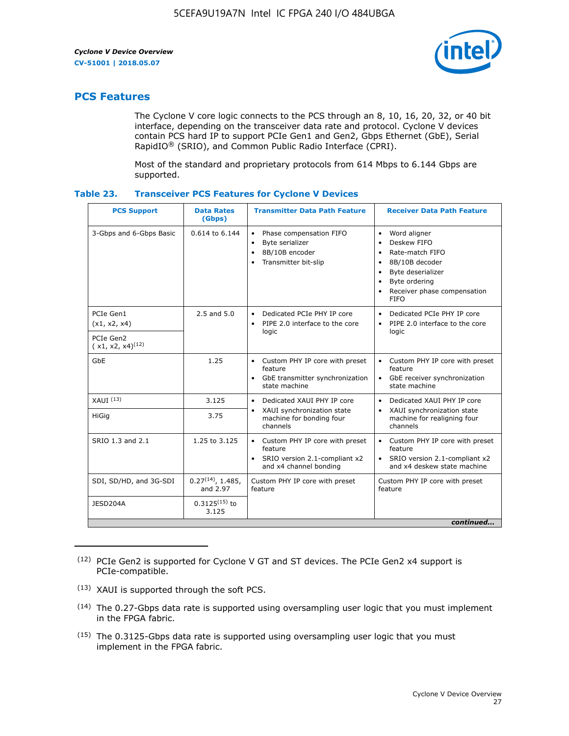## PCS Features

The Cyclone V core logic connects to the PCS through an 8, 10, 16, 20, 32, or 40 bit interface, depending on the transceiver data rate and protocol. Cyclone V devices contain PCS hard IP to support PCIe Gen1 and Gen2, Gbps Ethernet (GbE), Serial RapidIO® (SRIO), and Common Public Radio Interface (CPRI).

Most of the standard and proprietary protocols from 614 Mbps to 6.144 Gbps are supported.

### Table 23. Transceiver PCS Features for Cyclone V Devices

| PCS Support | Data Rates (Gbps) | Transmitter Data Path Feature | Receiver Data Path Feature |
|---|---|---|---|
| 3-Gbps and 6-Gbps Basic | 0.614 to 6.144 | • Phase compensation FIFO<br>• Byte serializer<br>• 8B/10B encoder<br>• Transmitter bit-slip | • Word aligner<br>• Deskew FIFO<br>• Rate-match FIFO<br>• 8B/10B decoder<br>• Byte deserializer<br>• Byte ordering<br>• Receiver phase compensation FIFO |
| PCIe Gen1 (x1, x2, x4) | 2.5 and 5.0 | • Dedicated PCIe PHY IP core<br>• PIPE 2.0 interface to the core logic | • Dedicated PCIe PHY IP core<br>• PIPE 2.0 interface to the core logic |
| PCIe Gen2 ( x1, x2, x4)[12] | | | |
| GbE | 1.25 | • Custom PHY IP core with preset feature<br>• GbE transmitter synchronization state machine | • Custom PHY IP core with preset feature<br>• GbE receiver synchronization state machine |
| XAUI [13] | 3.125 | • Dedicated XAUI PHY IP core<br>• XAUI synchronization state machine for bonding four channels | • Dedicated XAUI PHY IP core<br>• XAUI synchronization state machine for realigning four channels |
| HiGig | 3.75 | | |
| SRIO 1.3 and 2.1 | 1.25 to 3.125 | • Custom PHY IP core with preset feature<br>• SRIO version 2.1-compliant x2 and x4 channel bonding | • Custom PHY IP core with preset feature<br>• SRIO version 2.1-compliant x2 and x4 deskew state machine |
| SDI, SD/HD, and 3G-SDI | 0.27[14], 1.485, and 2.97 | Custom PHY IP core with preset feature | Custom PHY IP core with preset feature |
| JESD204A | 0.3125[15] to 3.125 | | |

*continued...*

(12) PCIe Gen2 is supported for Cyclone V GT and ST devices. The PCIe Gen2 x4 support is PCIe-compatible.

(13) XAUI is supported through the soft PCS.

(14) The 0.27-Gbps data rate is supported using oversampling user logic that you must implement in the FPGA fabric.

(15) The 0.3125-Gbps data rate is supported using oversampling user logic that you must implement in the FPGA fabric.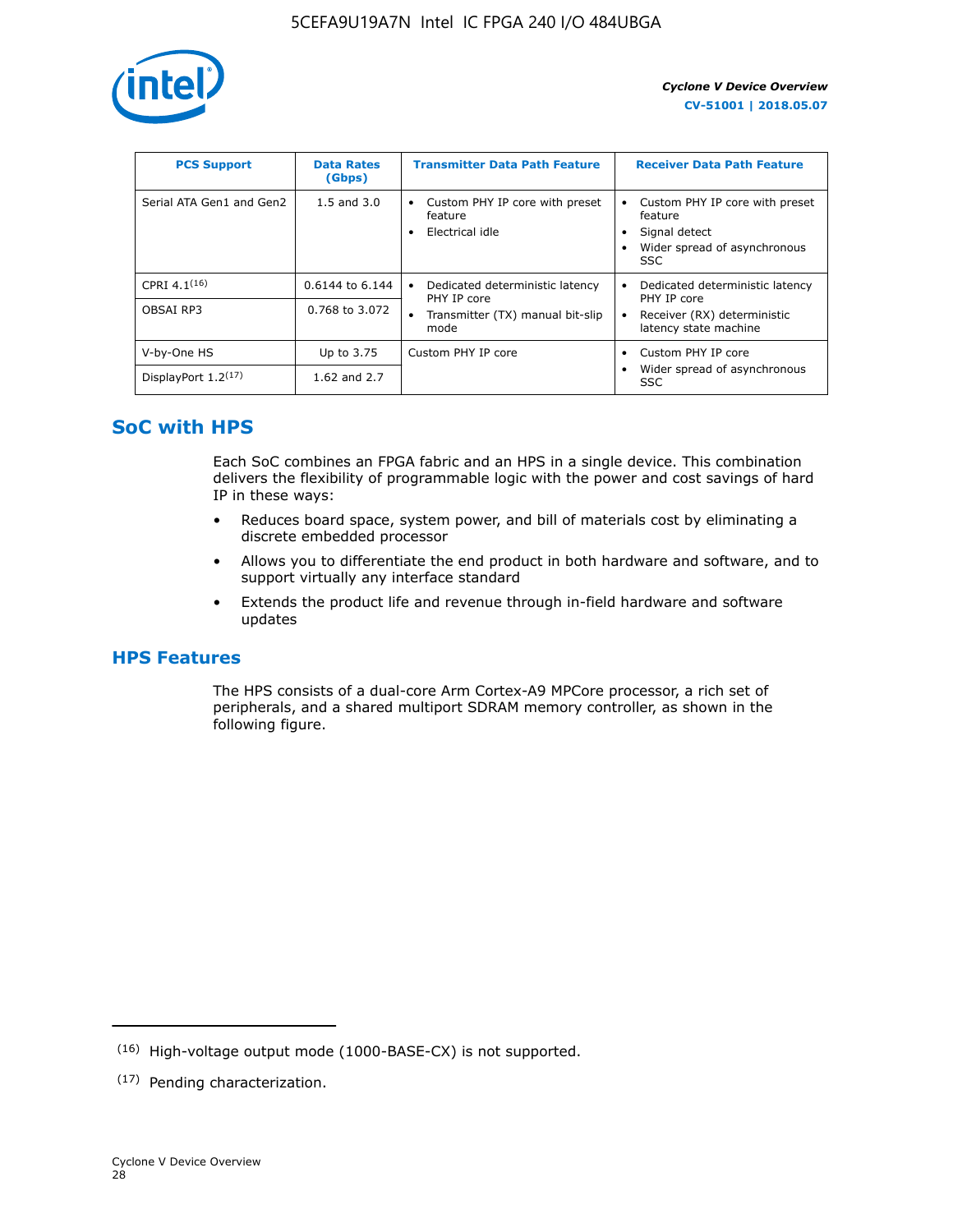| PCS Support | Data Rates (Gbps) | Transmitter Data Path Feature | Receiver Data Path Feature |
| --- | --- | --- | --- |
| Serial ATA Gen1 and Gen2 | 1.5 and 3.0 | • Custom PHY IP core with preset feature<br>• Electrical idle | • Custom PHY IP core with preset feature<br>• Signal detect<br>• Wider spread of asynchronous SSC |
| CPRI 4.1[16] | 0.6144 to 6.144 | • Dedicated deterministic latency PHY IP core<br>• Transmitter (TX) manual bit-slip mode | • Dedicated deterministic latency PHY IP core<br>• Receiver (RX) deterministic latency state machine |
| OBSAI RP3 | 0.768 to 3.072 | | |
| V-by-One HS | Up to 3.75 | Custom PHY IP core | • Custom PHY IP core<br>• Wider spread of asynchronous SSC |
| DisplayPort 1.2[17] | 1.62 and 2.7 | | |

## SoC with HPS

Each SoC combines an FPGA fabric and an HPS in a single device. This combination delivers the flexibility of programmable logic with the power and cost savings of hard IP in these ways:

- Reduces board space, system power, and bill of materials cost by eliminating a discrete embedded processor
- Allows you to differentiate the end product in both hardware and software, and to support virtually any interface standard
- Extends the product life and revenue through in-field hardware and software updates

## HPS Features

The HPS consists of a dual-core Arm Cortex-A9 MPCore processor, a rich set of peripherals, and a shared multiport SDRAM memory controller, as shown in the following figure.

---

(16) High-voltage output mode (1000-BASE-CX) is not supported.

(17) Pending characterization.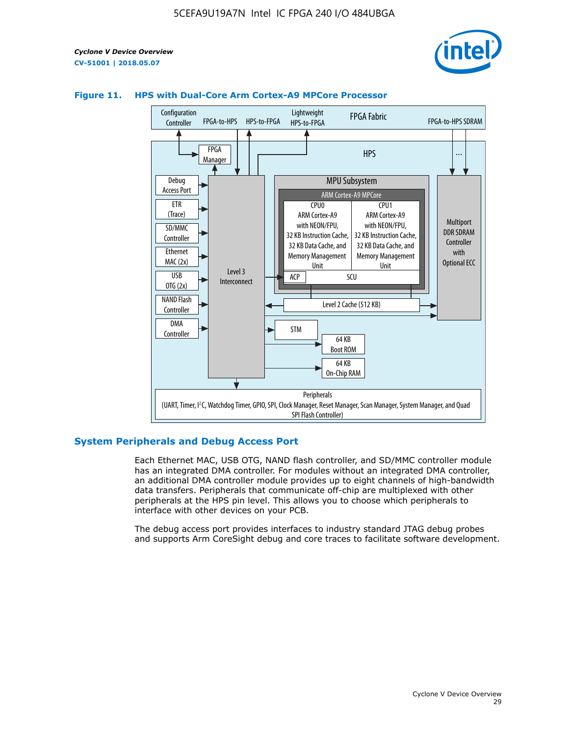**Figure 11. HPS with Dual-Core Arm Cortex-A9 MPCore Processor**

Configuration Controller | FPGA-to-HPS | HPS-to-FPGA | Lightweight HPS-to-FPGA | FPGA Fabric | FPGA-to-HPS SDRAM

HPS

FPGA Manager

Debug Access Port
ETR (Trace)
SD/MMC Controller
Ethernet MAC (2x)
USB OTG (2x)
NAND Flash Controller
DMA Controller

Level 3 Interconnect

MPU Subsystem

ARM Cortex-A9 MPCore

CPU0 ARM Cortex-A9 with NEON/FPU, 32 KB Instruction Cache, 32 KB Data Cache, and Memory Management Unit

CPU1 ARM Cortex-A9 with NEON/FPU, 32 KB Instruction Cache, 32 KB Data Cache, and Memory Management Unit

ACP | SCU

Level 2 Cache (512 KB)

Multiport DDR SDRAM Controller with Optional ECC

STM

64 KB Boot ROM

64 KB On-Chip RAM

Peripherals (UART, Timer, I2C, Watchdog Timer, GPIO, SPI, Clock Manager, Reset Manager, Scan Manager, System Manager, and Quad SPI Flash Controller)

## System Peripherals and Debug Access Port

Each Ethernet MAC, USB OTG, NAND flash controller, and SD/MMC controller module has an integrated DMA controller. For modules without an integrated DMA controller, an additional DMA controller module provides up to eight channels of high-bandwidth data transfers. Peripherals that communicate off-chip are multiplexed with other peripherals at the HPS pin level. This allows you to choose which peripherals to interface with other devices on your PCB.

The debug access port provides interfaces to industry standard JTAG debug probes and supports Arm CoreSight debug and core traces to facilitate software development.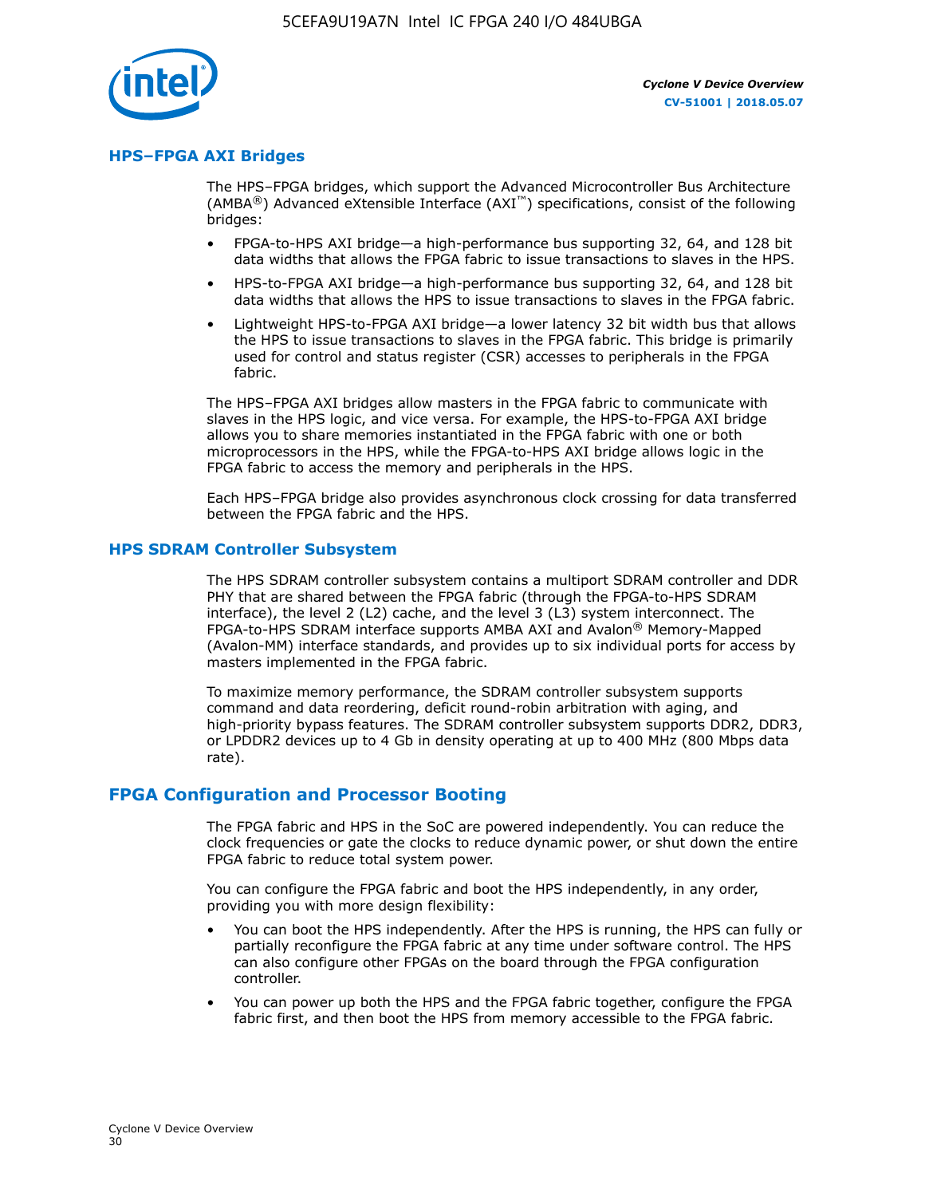## HPS–FPGA AXI Bridges

The HPS–FPGA bridges, which support the Advanced Microcontroller Bus Architecture (AMBA®) Advanced eXtensible Interface (AXI™) specifications, consist of the following bridges:

- FPGA-to-HPS AXI bridge—a high-performance bus supporting 32, 64, and 128 bit data widths that allows the FPGA fabric to issue transactions to slaves in the HPS.
- HPS-to-FPGA AXI bridge—a high-performance bus supporting 32, 64, and 128 bit data widths that allows the HPS to issue transactions to slaves in the FPGA fabric.
- Lightweight HPS-to-FPGA AXI bridge—a lower latency 32 bit width bus that allows the HPS to issue transactions to slaves in the FPGA fabric. This bridge is primarily used for control and status register (CSR) accesses to peripherals in the FPGA fabric.

The HPS–FPGA AXI bridges allow masters in the FPGA fabric to communicate with slaves in the HPS logic, and vice versa. For example, the HPS-to-FPGA AXI bridge allows you to share memories instantiated in the FPGA fabric with one or both microprocessors in the HPS, while the FPGA-to-HPS AXI bridge allows logic in the FPGA fabric to access the memory and peripherals in the HPS.

Each HPS–FPGA bridge also provides asynchronous clock crossing for data transferred between the FPGA fabric and the HPS.

## HPS SDRAM Controller Subsystem

The HPS SDRAM controller subsystem contains a multiport SDRAM controller and DDR PHY that are shared between the FPGA fabric (through the FPGA-to-HPS SDRAM interface), the level 2 (L2) cache, and the level 3 (L3) system interconnect. The FPGA-to-HPS SDRAM interface supports AMBA AXI and Avalon® Memory-Mapped (Avalon-MM) interface standards, and provides up to six individual ports for access by masters implemented in the FPGA fabric.

To maximize memory performance, the SDRAM controller subsystem supports command and data reordering, deficit round-robin arbitration with aging, and high-priority bypass features. The SDRAM controller subsystem supports DDR2, DDR3, or LPDDR2 devices up to 4 Gb in density operating at up to 400 MHz (800 Mbps data rate).

# FPGA Configuration and Processor Booting

The FPGA fabric and HPS in the SoC are powered independently. You can reduce the clock frequencies or gate the clocks to reduce dynamic power, or shut down the entire FPGA fabric to reduce total system power.

You can configure the FPGA fabric and boot the HPS independently, in any order, providing you with more design flexibility:

- You can boot the HPS independently. After the HPS is running, the HPS can fully or partially reconfigure the FPGA fabric at any time under software control. The HPS can also configure other FPGAs on the board through the FPGA configuration controller.
- You can power up both the HPS and the FPGA fabric together, configure the FPGA fabric first, and then boot the HPS from memory accessible to the FPGA fabric.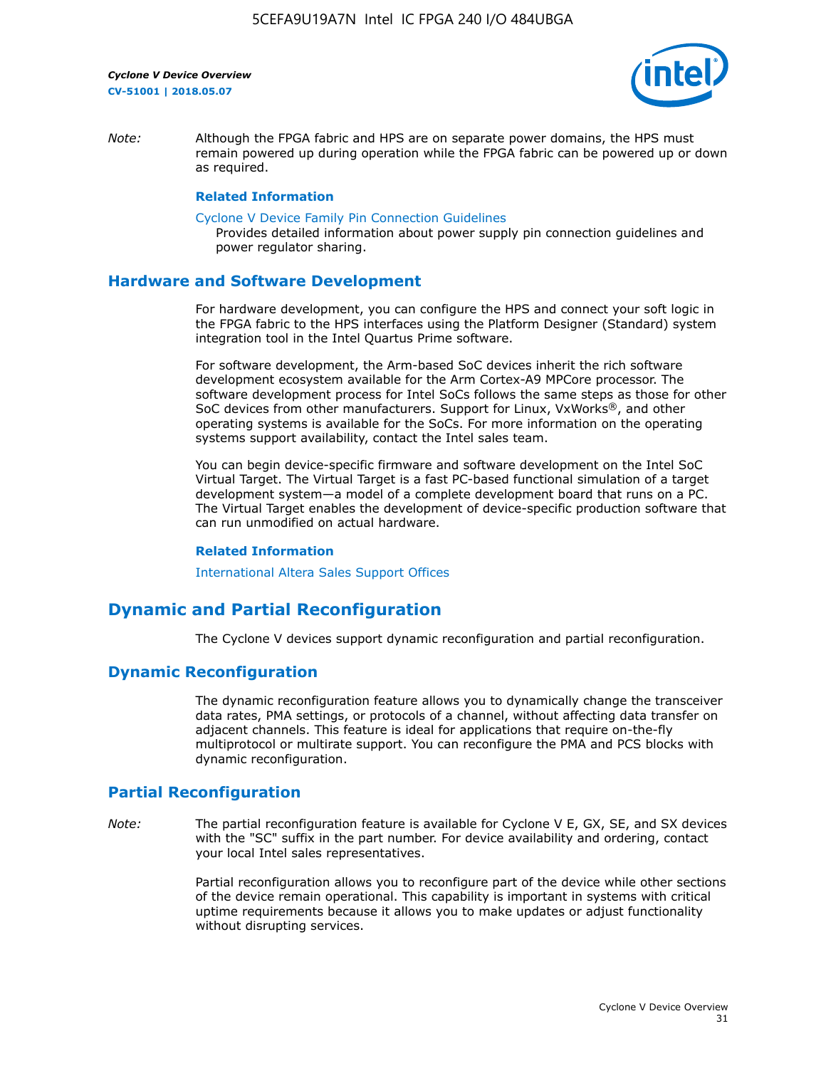*Note:* Although the FPGA fabric and HPS are on separate power domains, the HPS must remain powered up during operation while the FPGA fabric can be powered up or down as required.

**Related Information**

Cyclone V Device Family Pin Connection Guidelines
Provides detailed information about power supply pin connection guidelines and power regulator sharing.

## Hardware and Software Development

For hardware development, you can configure the HPS and connect your soft logic in the FPGA fabric to the HPS interfaces using the Platform Designer (Standard) system integration tool in the Intel Quartus Prime software.

For software development, the Arm-based SoC devices inherit the rich software development ecosystem available for the Arm Cortex-A9 MPCore processor. The software development process for Intel SoCs follows the same steps as those for other SoC devices from other manufacturers. Support for Linux, VxWorks®, and other operating systems is available for the SoCs. For more information on the operating systems support availability, contact the Intel sales team.

You can begin device-specific firmware and software development on the Intel SoC Virtual Target. The Virtual Target is a fast PC-based functional simulation of a target development system—a model of a complete development board that runs on a PC. The Virtual Target enables the development of device-specific production software that can run unmodified on actual hardware.

**Related Information**

International Altera Sales Support Offices

# Dynamic and Partial Reconfiguration

The Cyclone V devices support dynamic reconfiguration and partial reconfiguration.

## Dynamic Reconfiguration

The dynamic reconfiguration feature allows you to dynamically change the transceiver data rates, PMA settings, or protocols of a channel, without affecting data transfer on adjacent channels. This feature is ideal for applications that require on-the-fly multiprotocol or multirate support. You can reconfigure the PMA and PCS blocks with dynamic reconfiguration.

## Partial Reconfiguration

*Note:* The partial reconfiguration feature is available for Cyclone V E, GX, SE, and SX devices with the "SC" suffix in the part number. For device availability and ordering, contact your local Intel sales representatives.

Partial reconfiguration allows you to reconfigure part of the device while other sections of the device remain operational. This capability is important in systems with critical uptime requirements because it allows you to make updates or adjust functionality without disrupting services.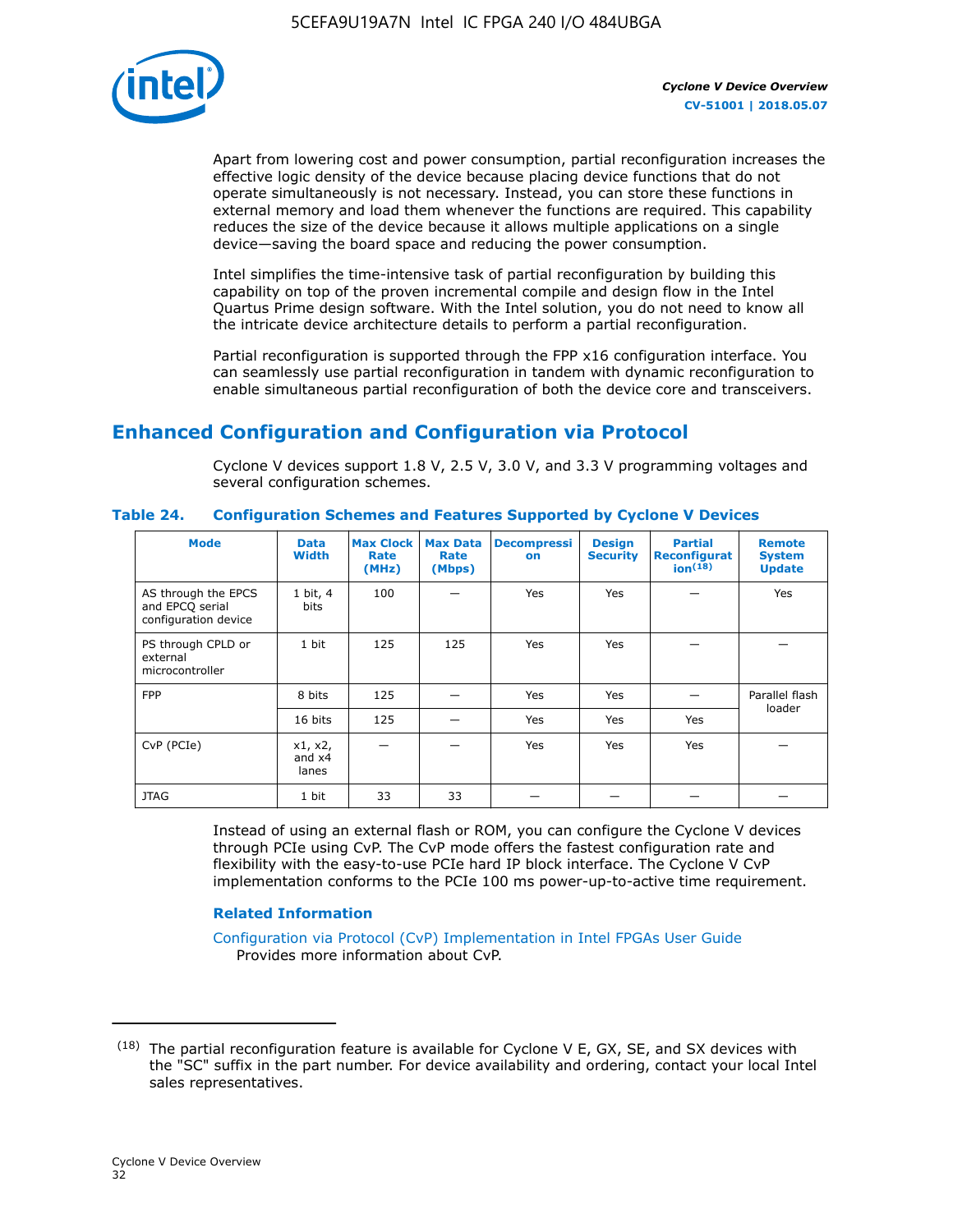Apart from lowering cost and power consumption, partial reconfiguration increases the effective logic density of the device because placing device functions that do not operate simultaneously is not necessary. Instead, you can store these functions in external memory and load them whenever the functions are required. This capability reduces the size of the device because it allows multiple applications on a single device—saving the board space and reducing the power consumption.

Intel simplifies the time-intensive task of partial reconfiguration by building this capability on top of the proven incremental compile and design flow in the Intel Quartus Prime design software. With the Intel solution, you do not need to know all the intricate device architecture details to perform a partial reconfiguration.

Partial reconfiguration is supported through the FPP x16 configuration interface. You can seamlessly use partial reconfiguration in tandem with dynamic reconfiguration to enable simultaneous partial reconfiguration of both the device core and transceivers.

## Enhanced Configuration and Configuration via Protocol

Cyclone V devices support 1.8 V, 2.5 V, 3.0 V, and 3.3 V programming voltages and several configuration schemes.

**Table 24. Configuration Schemes and Features Supported by Cyclone V Devices**

| Mode | Data Width | Max Clock Rate (MHz) | Max Data Rate (Mbps) | Decompression | Design Security | Partial Reconfiguration[18] | Remote System Update |
|---|---|---|---|---|---|---|---|
| AS through the EPCS and EPCQ serial configuration device | 1 bit, 4 bits | 100 | — | Yes | Yes | — | Yes |
| PS through CPLD or external microcontroller | 1 bit | 125 | 125 | Yes | Yes | — | — |
| FPP | 8 bits | 125 | — | Yes | Yes | — | Parallel flash loader |
| | 16 bits | 125 | — | Yes | Yes | Yes | |
| CvP (PCIe) | x1, x2, and x4 lanes | — | — | Yes | Yes | Yes | — |
| JTAG | 1 bit | 33 | 33 | — | — | — | — |

Instead of using an external flash or ROM, you can configure the Cyclone V devices through PCIe using CvP. The CvP mode offers the fastest configuration rate and flexibility with the easy-to-use PCIe hard IP block interface. The Cyclone V CvP implementation conforms to the PCIe 100 ms power-up-to-active time requirement.

### Related Information

Configuration via Protocol (CvP) Implementation in Intel FPGAs User Guide
Provides more information about CvP.

---

(18) The partial reconfiguration feature is available for Cyclone V E, GX, SE, and SX devices with the "SC" suffix in the part number. For device availability and ordering, contact your local Intel sales representatives.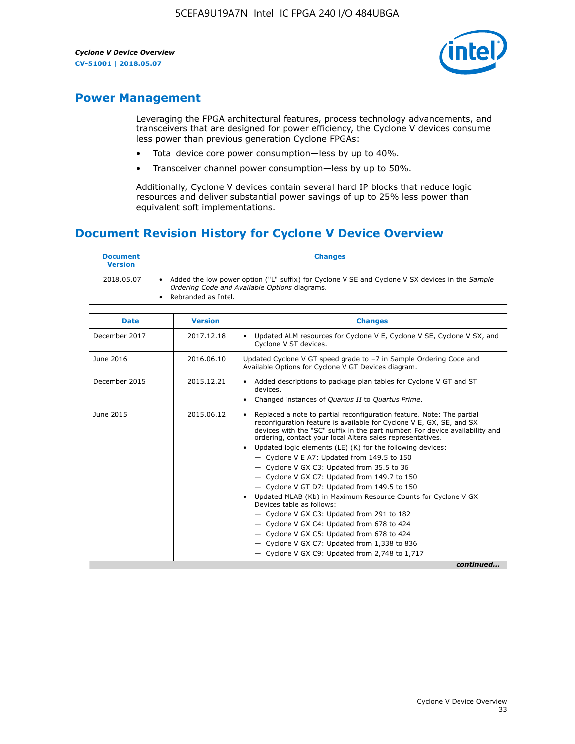## Power Management

Leveraging the FPGA architectural features, process technology advancements, and transceivers that are designed for power efficiency, the Cyclone V devices consume less power than previous generation Cyclone FPGAs:

- Total device core power consumption—less by up to 40%.
- Transceiver channel power consumption—less by up to 50%.

Additionally, Cyclone V devices contain several hard IP blocks that reduce logic resources and deliver substantial power savings of up to 25% less power than equivalent soft implementations.

## Document Revision History for Cyclone V Device Overview

| Document Version | Changes |
|---|---|
| 2018.05.07 | • Added the low power option ("L" suffix) for Cyclone V SE and Cyclone V SX devices in the *Sample Ordering Code and Available Options* diagrams.<br>• Rebranded as Intel. |

| Date | Version | Changes |
|---|---|---|
| December 2017 | 2017.12.18 | • Updated ALM resources for Cyclone V E, Cyclone V SE, Cyclone V SX, and Cyclone V ST devices. |
| June 2016 | 2016.06.10 | Updated Cyclone V GT speed grade to −7 in Sample Ordering Code and Available Options for Cyclone V GT Devices diagram. |
| December 2015 | 2015.12.21 | • Added descriptions to package plan tables for Cyclone V GT and ST devices.<br>• Changed instances of *Quartus II* to *Quartus Prime*. |
| June 2015 | 2015.06.12 | • Replaced a note to partial reconfiguration feature. Note: The partial reconfiguration feature is available for Cyclone V E, GX, SE, and SX devices with the "SC" suffix in the part number. For device availability and ordering, contact your local Altera sales representatives.<br>• Updated logic elements (LE) (K) for the following devices:<br>— Cyclone V E A7: Updated from 149.5 to 150<br>— Cyclone V GX C3: Updated from 35.5 to 36<br>— Cyclone V GX C7: Updated from 149.7 to 150<br>— Cyclone V GT D7: Updated from 149.5 to 150<br>• Updated MLAB (Kb) in Maximum Resource Counts for Cyclone V GX Devices table as follows:<br>— Cyclone V GX C3: Updated from 291 to 182<br>— Cyclone V GX C4: Updated from 678 to 424<br>— Cyclone V GX C5: Updated from 678 to 424<br>— Cyclone V GX C7: Updated from 1,338 to 836<br>— Cyclone V GX C9: Updated from 2,748 to 1,717 |

*continued...*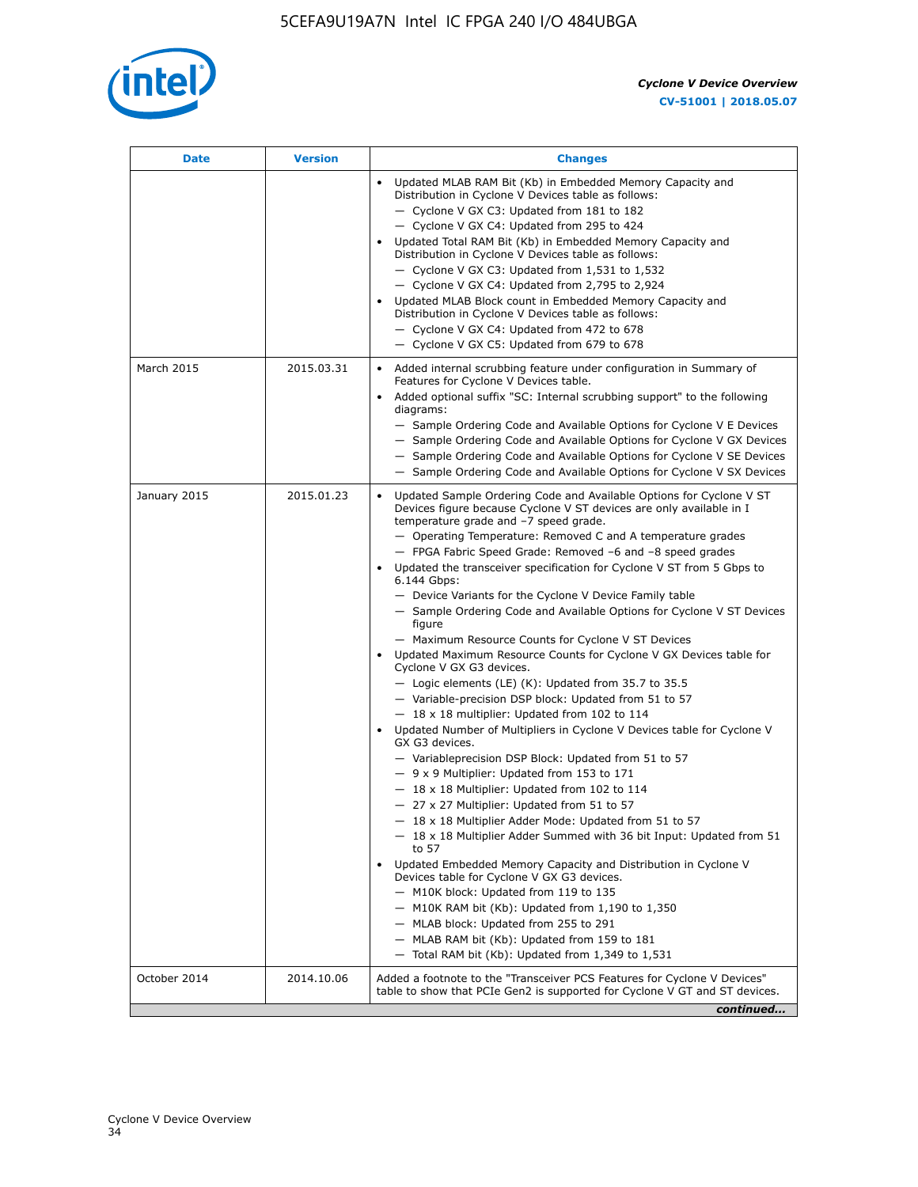| Date | Version | Changes |
| --- | --- | --- |
| | | • Updated MLAB RAM Bit (Kb) in Embedded Memory Capacity and Distribution in Cyclone V Devices table as follows:<br>— Cyclone V GX C3: Updated from 181 to 182<br>— Cyclone V GX C4: Updated from 295 to 424<br>• Updated Total RAM Bit (Kb) in Embedded Memory Capacity and Distribution in Cyclone V Devices table as follows:<br>— Cyclone V GX C3: Updated from 1,531 to 1,532<br>— Cyclone V GX C4: Updated from 2,795 to 2,924<br>• Updated MLAB Block count in Embedded Memory Capacity and Distribution in Cyclone V Devices table as follows:<br>— Cyclone V GX C4: Updated from 472 to 678<br>— Cyclone V GX C5: Updated from 679 to 678 |
| March 2015 | 2015.03.31 | • Added internal scrubbing feature under configuration in Summary of Features for Cyclone V Devices table.<br>• Added optional suffix "SC: Internal scrubbing support" to the following diagrams:<br>— Sample Ordering Code and Available Options for Cyclone V E Devices<br>— Sample Ordering Code and Available Options for Cyclone V GX Devices<br>— Sample Ordering Code and Available Options for Cyclone V SE Devices<br>— Sample Ordering Code and Available Options for Cyclone V SX Devices |
| January 2015 | 2015.01.23 | • Updated Sample Ordering Code and Available Options for Cyclone V ST Devices figure because Cyclone V ST devices are only available in I temperature grade and –7 speed grade.<br>— Operating Temperature: Removed C and A temperature grades<br>— FPGA Fabric Speed Grade: Removed –6 and –8 speed grades<br>• Updated the transceiver specification for Cyclone V ST from 5 Gbps to 6.144 Gbps:<br>— Device Variants for the Cyclone V Device Family table<br>— Sample Ordering Code and Available Options for Cyclone V ST Devices figure<br>— Maximum Resource Counts for Cyclone V ST Devices<br>• Updated Maximum Resource Counts for Cyclone V GX Devices table for Cyclone V GX G3 devices.<br>— Logic elements (LE) (K): Updated from 35.7 to 35.5<br>— Variable-precision DSP block: Updated from 51 to 57<br>— 18 x 18 multiplier: Updated from 102 to 114<br>• Updated Number of Multipliers in Cyclone V Devices table for Cyclone V GX G3 devices.<br>— Variableprecision DSP Block: Updated from 51 to 57<br>— 9 x 9 Multiplier: Updated from 153 to 171<br>— 18 x 18 Multiplier: Updated from 102 to 114<br>— 27 x 27 Multiplier: Updated from 51 to 57<br>— 18 x 18 Multiplier Adder Mode: Updated from 51 to 57<br>— 18 x 18 Multiplier Adder Summed with 36 bit Input: Updated from 51 to 57<br>• Updated Embedded Memory Capacity and Distribution in Cyclone V Devices table for Cyclone V GX G3 devices.<br>— M10K block: Updated from 119 to 135<br>— M10K RAM bit (Kb): Updated from 1,190 to 1,350<br>— MLAB block: Updated from 255 to 291<br>— MLAB RAM bit (Kb): Updated from 159 to 181<br>— Total RAM bit (Kb): Updated from 1,349 to 1,531 |
| October 2014 | 2014.10.06 | Added a footnote to the "Transceiver PCS Features for Cyclone V Devices" table to show that PCIe Gen2 is supported for Cyclone V GT and ST devices. |

*continued...*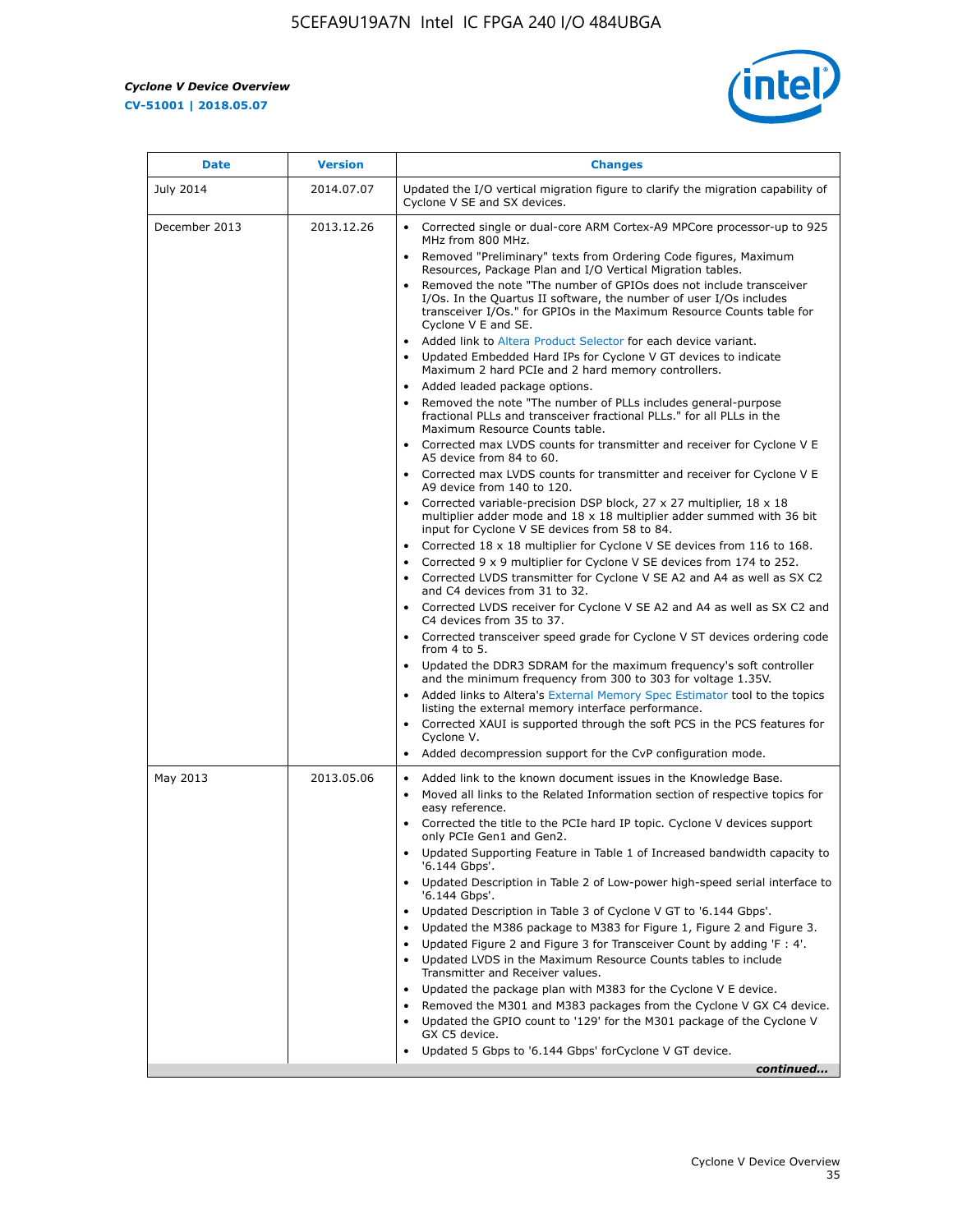| Date | Version | Changes |
| --- | --- | --- |
| July 2014 | 2014.07.07 | Updated the I/O vertical migration figure to clarify the migration capability of Cyclone V SE and SX devices. |
| December 2013 | 2013.12.26 | • Corrected single or dual-core ARM Cortex-A9 MPCore processor-up to 925 MHz from 800 MHz.<br>• Removed "Preliminary" texts from Ordering Code figures, Maximum Resources, Package Plan and I/O Vertical Migration tables.<br>• Removed the note "The number of GPIOs does not include transceiver I/Os. In the Quartus II software, the number of user I/Os includes transceiver I/Os." for GPIOs in the Maximum Resource Counts table for Cyclone V E and SE.<br>• Added link to Altera Product Selector for each device variant.<br>• Updated Embedded Hard IPs for Cyclone V GT devices to indicate Maximum 2 hard PCIe and 2 hard memory controllers.<br>• Added leaded package options.<br>• Removed the note "The number of PLLs includes general-purpose fractional PLLs and transceiver fractional PLLs." for all PLLs in the Maximum Resource Counts table.<br>• Corrected max LVDS counts for transmitter and receiver for Cyclone V E A5 device from 84 to 60.<br>• Corrected max LVDS counts for transmitter and receiver for Cyclone V E A9 device from 140 to 120.<br>• Corrected variable-precision DSP block, 27 x 27 multiplier, 18 x 18 multiplier adder mode and 18 x 18 multiplier adder summed with 36 bit input for Cyclone V SE devices from 58 to 84.<br>• Corrected 18 x 18 multiplier for Cyclone V SE devices from 116 to 168.<br>• Corrected 9 x 9 multiplier for Cyclone V SE devices from 174 to 252.<br>• Corrected LVDS transmitter for Cyclone V SE A2 and A4 as well as SX C2 and C4 devices from 31 to 32.<br>• Corrected LVDS receiver for Cyclone V SE A2 and A4 as well as SX C2 and C4 devices from 35 to 37.<br>• Corrected transceiver speed grade for Cyclone V ST devices ordering code from 4 to 5.<br>• Updated the DDR3 SDRAM for the maximum frequency's soft controller and the minimum frequency from 300 to 303 for voltage 1.35V.<br>• Added links to Altera's External Memory Spec Estimator tool to the topics listing the external memory interface performance.<br>• Corrected XAUI is supported through the soft PCS in the PCS features for Cyclone V.<br>• Added decompression support for the CvP configuration mode. |
| May 2013 | 2013.05.06 | • Added link to the known document issues in the Knowledge Base.<br>• Moved all links to the Related Information section of respective topics for easy reference.<br>• Corrected the title to the PCIe hard IP topic. Cyclone V devices support only PCIe Gen1 and Gen2.<br>• Updated Supporting Feature in Table 1 of Increased bandwidth capacity to '6.144 Gbps'.<br>• Updated Description in Table 2 of Low-power high-speed serial interface to '6.144 Gbps'.<br>• Updated Description in Table 3 of Cyclone V GT to '6.144 Gbps'.<br>• Updated the M386 package to M383 for Figure 1, Figure 2 and Figure 3.<br>• Updated Figure 2 and Figure 3 for Transceiver Count by adding 'F : 4'.<br>• Updated LVDS in the Maximum Resource Counts tables to include Transmitter and Receiver values.<br>• Updated the package plan with M383 for the Cyclone V E device.<br>• Removed the M301 and M383 packages from the Cyclone V GX C4 device.<br>• Updated the GPIO count to '129' for the M301 package of the Cyclone V GX C5 device.<br>• Updated 5 Gbps to '6.144 Gbps' forCyclone V GT device. |

*continued...*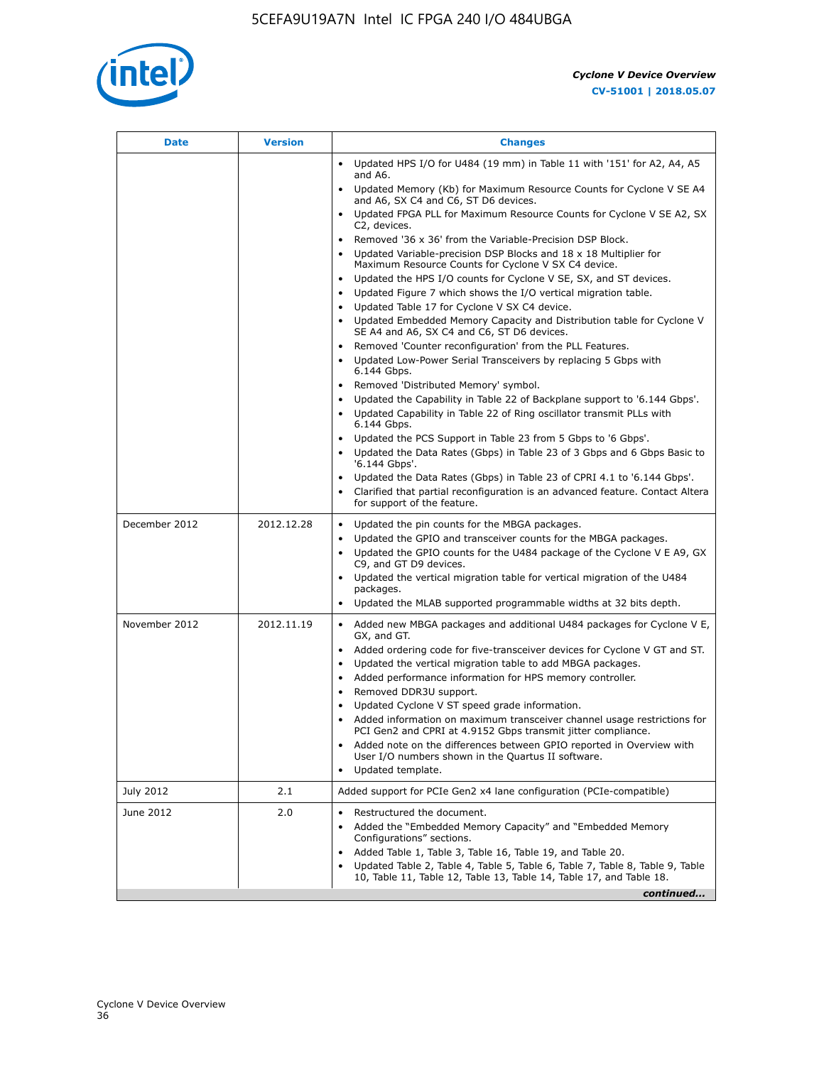| Date | Version | Changes |
|---|---|---|
| | | - Updated HPS I/O for U484 (19 mm) in Table 11 with '151' for A2, A4, A5 and A6.<br>- Updated Memory (Kb) for Maximum Resource Counts for Cyclone V SE A4 and A6, SX C4 and C6, ST D6 devices.<br>- Updated FPGA PLL for Maximum Resource Counts for Cyclone V SE A2, SX C2, devices.<br>- Removed '36 x 36' from the Variable-Precision DSP Block.<br>- Updated Variable-precision DSP Blocks and 18 x 18 Multiplier for Maximum Resource Counts for Cyclone V SX C4 device.<br>- Updated the HPS I/O counts for Cyclone V SE, SX, and ST devices.<br>- Updated Figure 7 which shows the I/O vertical migration table.<br>- Updated Table 17 for Cyclone V SX C4 device.<br>- Updated Embedded Memory Capacity and Distribution table for Cyclone V SE A4 and A6, SX C4 and C6, ST D6 devices.<br>- Removed 'Counter reconfiguration' from the PLL Features.<br>- Updated Low-Power Serial Transceivers by replacing 5 Gbps with 6.144 Gbps.<br>- Removed 'Distributed Memory' symbol.<br>- Updated the Capability in Table 22 of Backplane support to '6.144 Gbps'.<br>- Updated Capability in Table 22 of Ring oscillator transmit PLLs with 6.144 Gbps.<br>- Updated the PCS Support in Table 23 from 5 Gbps to '6 Gbps'.<br>- Updated the Data Rates (Gbps) in Table 23 of 3 Gbps and 6 Gbps Basic to '6.144 Gbps'.<br>- Updated the Data Rates (Gbps) in Table 23 of CPRI 4.1 to '6.144 Gbps'.<br>- Clarified that partial reconfiguration is an advanced feature. Contact Altera for support of the feature. |
| December 2012 | 2012.12.28 | - Updated the pin counts for the MBGA packages.<br>- Updated the GPIO and transceiver counts for the MBGA packages.<br>- Updated the GPIO counts for the U484 package of the Cyclone V E A9, GX C9, and GT D9 devices.<br>- Updated the vertical migration table for vertical migration of the U484 packages.<br>- Updated the MLAB supported programmable widths at 32 bits depth. |
| November 2012 | 2012.11.19 | - Added new MBGA packages and additional U484 packages for Cyclone V E, GX, and GT.<br>- Added ordering code for five-transceiver devices for Cyclone V GT and ST.<br>- Updated the vertical migration table to add MBGA packages.<br>- Added performance information for HPS memory controller.<br>- Removed DDR3U support.<br>- Updated Cyclone V ST speed grade information.<br>- Added information on maximum transceiver channel usage restrictions for PCI Gen2 and CPRI at 4.9152 Gbps transmit jitter compliance.<br>- Added note on the differences between GPIO reported in Overview with User I/O numbers shown in the Quartus II software.<br>- Updated template. |
| July 2012 | 2.1 | Added support for PCIe Gen2 x4 lane configuration (PCIe-compatible) |
| June 2012 | 2.0 | - Restructured the document.<br>- Added the "Embedded Memory Capacity" and "Embedded Memory Configurations" sections.<br>- Added Table 1, Table 3, Table 16, Table 19, and Table 20.<br>- Updated Table 2, Table 4, Table 5, Table 6, Table 7, Table 8, Table 9, Table 10, Table 11, Table 12, Table 13, Table 14, Table 17, and Table 18. |

***continued...***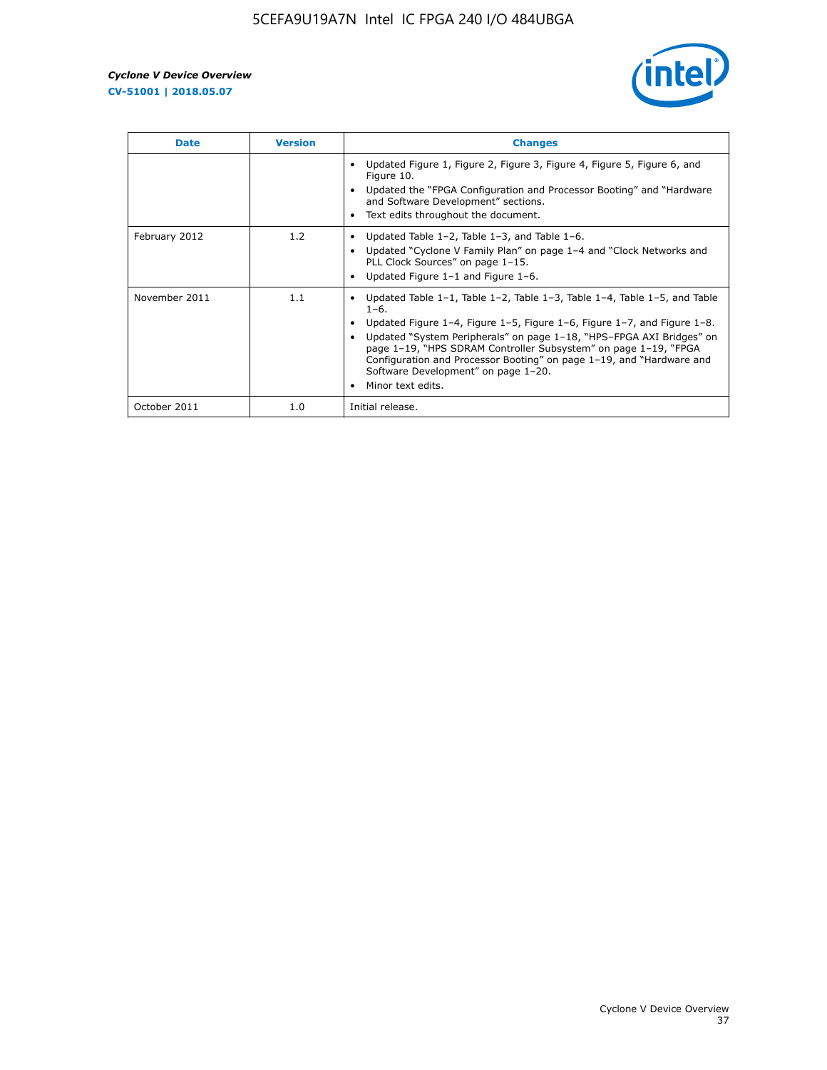| Date | Version | Changes |
| --- | --- | --- |
| | | • Updated Figure 1, Figure 2, Figure 3, Figure 4, Figure 5, Figure 6, and Figure 10.<br>• Updated the "FPGA Configuration and Processor Booting" and "Hardware and Software Development" sections.<br>• Text edits throughout the document. |
| February 2012 | 1.2 | • Updated Table 1–2, Table 1–3, and Table 1–6.<br>• Updated "Cyclone V Family Plan" on page 1–4 and "Clock Networks and PLL Clock Sources" on page 1–15.<br>• Updated Figure 1–1 and Figure 1–6. |
| November 2011 | 1.1 | • Updated Table 1–1, Table 1–2, Table 1–3, Table 1–4, Table 1–5, and Table 1–6.<br>• Updated Figure 1–4, Figure 1–5, Figure 1–6, Figure 1–7, and Figure 1–8.<br>• Updated "System Peripherals" on page 1–18, "HPS–FPGA AXI Bridges" on page 1–19, "HPS SDRAM Controller Subsystem" on page 1–19, "FPGA Configuration and Processor Booting" on page 1–19, and "Hardware and Software Development" on page 1–20.<br>• Minor text edits. |
| October 2011 | 1.0 | Initial release. |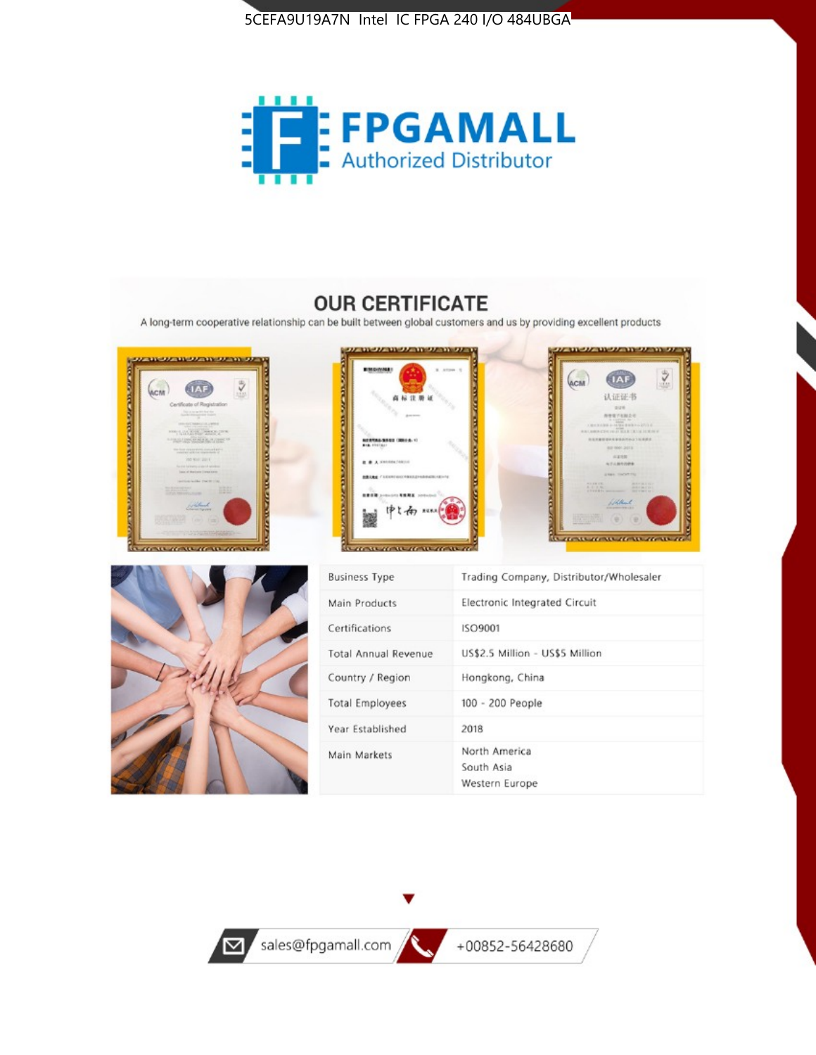FPGAMALL
Authorized Distributor

## OUR CERTIFICATE

A long-term cooperative relationship can be built between global customers and us by providing excellent products

| | |
|---|---|
| Business Type | Trading Company, Distributor/Wholesaler |
| Main Products | Electronic Integrated Circuit |
| Certifications | ISO9001 |
| Total Annual Revenue | US$2.5 Million - US$5 Million |
| Country / Region | Hongkong, China |
| Total Employees | 100 - 200 People |
| Year Established | 2018 |
| Main Markets | North America<br>South Asia<br>Western Europe |

sales@fpgamall.com

+00852-56428680